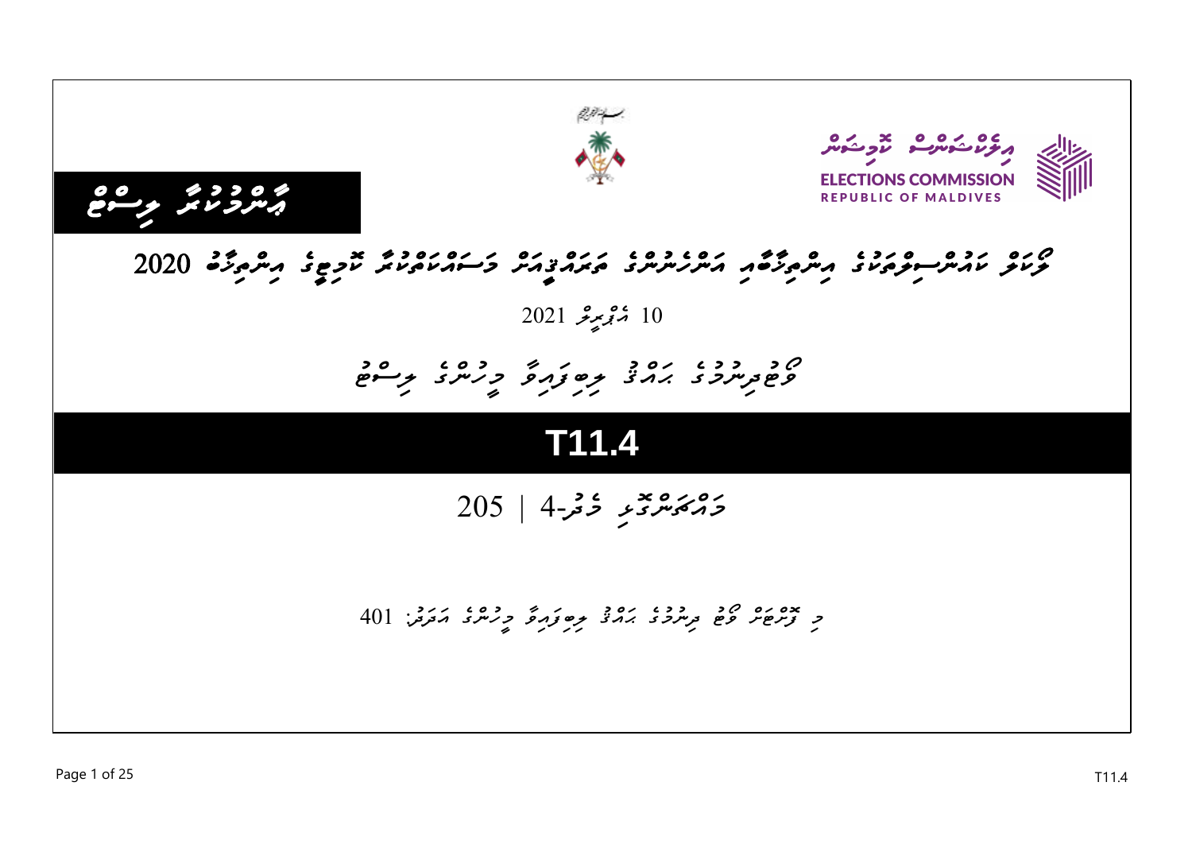ދިވެހިރާއްޖޭގެ އިލެކްޝަންސް ކޮމިޝަން

ELECTIONS COMMISSION
REPUBLIC OF MALDIVES

# އަންނުވުނު ނަތީޖާ

## ލޯކަލް ކައުންސިލްތަކުގެ އިންތިޚާބުގެ އަންހެނުންގެ ތަރައްޤީއަށް މަސައްކަތްކުރާ ކޮމިޓީގެ އިންތިޚާބު 2020

10 އޭޕްރިލް 2021

ވޯޓުދިނުމުގެ ހައިސިއްޔަތުން ތަފާތު ނަތީޖާ

# T11.4

މައްޗަންގޮޅި ގުދަ-4 | 205

މި ޓޭބަލް ވޯޓު ދިނުމުގެ ހައިސިއްޔަތުން މީހުންގެ އަދަދު: 401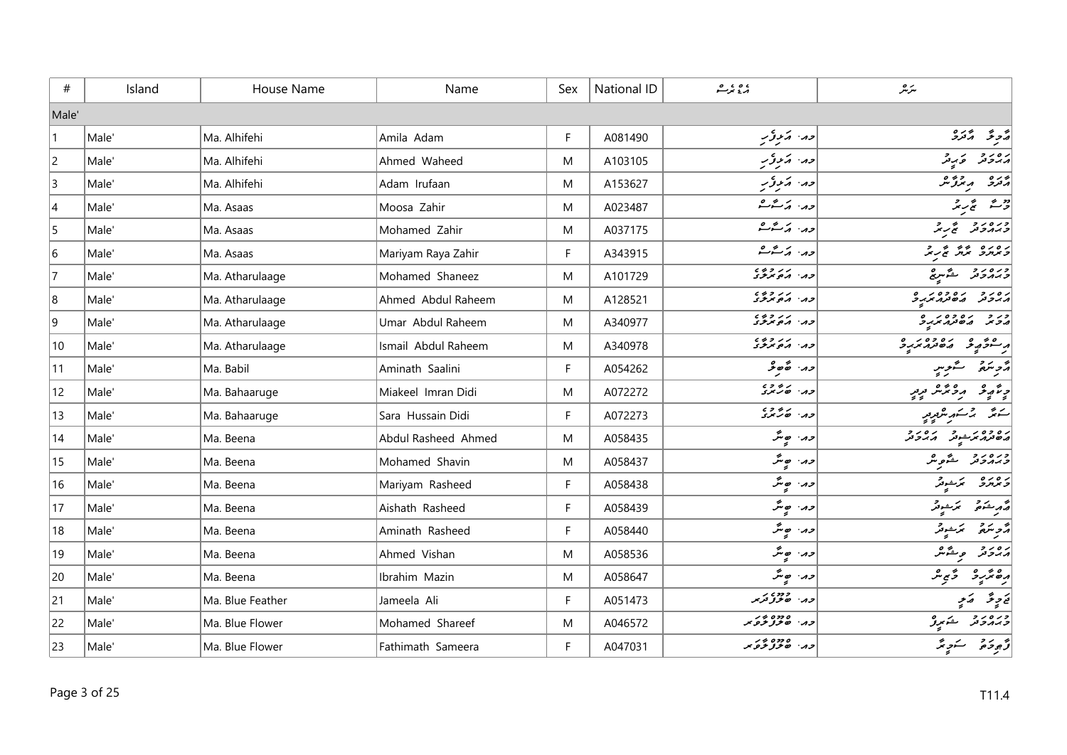| # | Island | House Name | Name | Sex | National ID | ގެއުގެ ނަން | ނަން |
|---|---|---|---|---|---|---|---|
| Male' | | | | | | | |
| 1 | Male' | Ma. Alhifehi | Amila Adam | F | A081490 | މއ. އަލިފެހި | އާމިލާ އާދަމް |
| 2 | Male' | Ma. Alhifehi | Ahmed Waheed | M | A103105 | މއ. އަލިފެހި | އަޙްމަދު ވަޙީދު |
| 3 | Male' | Ma. Alhifehi | Adam Irufaan | M | A153627 | މއ. އަލިފެހި | އާދަމް އިރުފާން |
| 4 | Male' | Ma. Asaas | Moosa Zahir | M | A023487 | މއ. އަސާސް | މޫސާ ޒާހިރު |
| 5 | Male' | Ma. Asaas | Mohamed Zahir | M | A037175 | މއ. އަސާސް | މުޙައްމަދު ޒާހިރު |
| 6 | Male' | Ma. Asaas | Mariyam Raya Zahir | F | A343915 | މއ. އަސާސް | މަރްޔަމް ރާޔާ ޒާހިރު |
| 7 | Male' | Ma. Atharulaage | Mohamed Shaneez | M | A101729 | މއ. އަތަރުލާގެ | މުޙައްމަދު ޝާނީޒް |
| 8 | Male' | Ma. Atharulaage | Ahmed Abdul Raheem | M | A128521 | މއ. އަތަރުލާގެ | އަޙްމަދު އަބްދުއްރަޙީމް |
| 9 | Male' | Ma. Atharulaage | Umar Abdul Raheem | M | A340977 | މއ. އަތަރުލާގެ | ޢުމަރު އަބްދުއްރަޙީމް |
| 10 | Male' | Ma. Atharulaage | Ismail Abdul Raheem | M | A340978 | މއ. އަތަރުލާގެ | އިސްމާޢީލް އަބްދުއްރަޙީމް |
| 11 | Male' | Ma. Babil | Aminath Saalini | F | A054262 | މއ. ބާބިލް | އާމިނަތު ސާލިނީ |
| 12 | Male' | Ma. Bahaaruge | Miakeel Imran Didi | M | A072272 | މއ. ބަހާރުގެ | މިޔާކީލް އިމްރާން ދީދީ |
| 13 | Male' | Ma. Bahaaruge | Sara Hussain Didi | F | A072273 | މއ. ބަހާރުގެ | ސަރާ ހުސައިންދީދީ |
| 14 | Male' | Ma. Beena | Abdul Rasheed Ahmed | M | A058435 | މއ. ބީނާ | އަބްދުއްރަޝީދު އަޙްމަދު |
| 15 | Male' | Ma. Beena | Mohamed Shavin | M | A058437 | މއ. ބީނާ | މުޙައްމަދު ޝާވިން |
| 16 | Male' | Ma. Beena | Mariyam Rasheed | F | A058438 | މއ. ބީނާ | މަރްޔަމް ރަޝީދު |
| 17 | Male' | Ma. Beena | Aishath Rasheed | F | A058439 | މއ. ބީނާ | އާއިޝަތު ރަޝީދު |
| 18 | Male' | Ma. Beena | Aminath Rasheed | F | A058440 | މއ. ބީނާ | އާމިނަތު ރަޝީދު |
| 19 | Male' | Ma. Beena | Ahmed Vishan | M | A058536 | މއ. ބީނާ | އަޙްމަދު ވިޝާން |
| 20 | Male' | Ma. Beena | Ibrahim Mazin | M | A058647 | މއ. ބީނާ | އިބްރާހީމް މާޒިން |
| 21 | Male' | Ma. Blue Feather | Jameela Ali | F | A051473 | މއ. ބްލޫފެދަރ | ޖަމީލާ ޢަލީ |
| 22 | Male' | Ma. Blue Flower | Mohamed Shareef | M | A046572 | މއ. ބްލޫފްލާވަރ | މުޙައްމަދު ޝަރީފް |
| 23 | Male' | Ma. Blue Flower | Fathimath Sameera | F | A047031 | މއ. ބްލޫފްލާވަރ | ފާތިމަތު ސަމީރާ |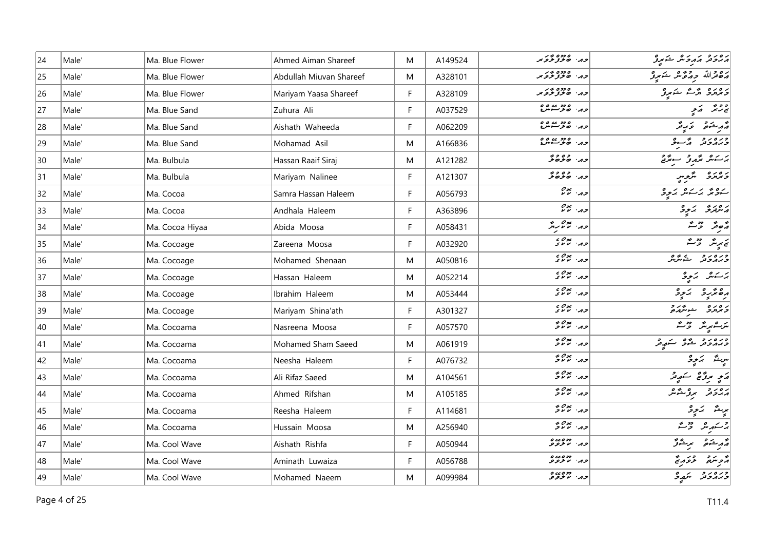| 24 | Male' | Ma. Blue Flower | Ahmed Aiman Shareef | M | A149524 | މއ. ބްލޫފްލަވަރ | އަހުމަދު އައިމަން ޝަރީފު |
|---|---|---|---|---|---|---|---|
| 25 | Male' | Ma. Blue Flower | Abdullah Miuvan Shareef | M | A328101 | މއ. ބްލޫފްލަވަރ | އަބްދުއްﷲ މިއުވަން ޝަރީފު |
| 26 | Male' | Ma. Blue Flower | Mariyam Yaasa Shareef | F | A328109 | މއ. ބްލޫފްލަވަރ | މަރިޔަމް ޔާސާ ޝަރީފު |
| 27 | Male' | Ma. Blue Sand | Zuhura Ali | F | A037529 | މއ. ބްލޫސެންޑް | ޒުހުރާ އަލި |
| 28 | Male' | Ma. Blue Sand | Aishath Waheeda | F | A062209 | މއ. ބްލޫސެންޑް | އައިޝަތު ވަހީދާ |
| 29 | Male' | Ma. Blue Sand | Mohamad Asil | M | A166836 | މއ. ބްލޫސެންޑް | މުހައްމަދު އާސިލް |
| 30 | Male' | Ma. Bulbula | Hassan Raaif Siraj | M | A121282 | މއ. ބުލްބުލާ | ހަސަން ރާއިފް ސިރާޖު |
| 31 | Male' | Ma. Bulbula | Mariyam Nalinee | F | A121307 | މއ. ބުލްބުލާ | މަރިޔަމް ނާލިނީ |
| 32 | Male' | Ma. Cocoa | Samra Hassan Haleem | F | A056793 | މއ. ކޯކޯ | ސަމްރާ ހަސަން ހަލީމް |
| 33 | Male' | Ma. Cocoa | Andhala Haleem | F | A363896 | މއ. ކޯކޯ | އަންދަލާ ހަލީމް |
| 34 | Male' | Ma. Cocoa Hiyaa | Abida Moosa | F | A058431 | މއ. ކޯކޯހިޔާ | އާބިދާ މޫސާ |
| 35 | Male' | Ma. Cocoage | Zareena Moosa | F | A032920 | މއ. ކޯކޯޖ | ޒަރީނާ މޫސާ |
| 36 | Male' | Ma. Cocoage | Mohamed Shenaan | M | A050816 | މއ. ކޯކޯޖ | މުހައްމަދު ޝެނާން |
| 37 | Male' | Ma. Cocoage | Hassan Haleem | M | A052214 | މއ. ކޯކޯޖ | ހަސަން ހަލީމް |
| 38 | Male' | Ma. Cocoage | Ibrahim Haleem | M | A053444 | މއ. ކޯކޯޖ | އިބްރާހީމް ހަލީމް |
| 39 | Male' | Ma. Cocoage | Mariyam Shina'ath | F | A301327 | މއ. ކޯކޯޖ | މަރިޔަމް ޝިނާޢަތު |
| 40 | Male' | Ma. Cocoama | Nasreena Moosa | F | A057570 | މއ. ކޯކޯމާ | ނަސްރީނާ މޫސާ |
| 41 | Male' | Ma. Cocoama | Mohamed Sham Saeed | M | A061919 | މއ. ކޯކޯމާ | މުހައްމަދު ޝާމް ސައީދު |
| 42 | Male' | Ma. Cocoama | Neesha Haleem | F | A076732 | މއ. ކޯކޯމާ | ނީޝާ ހަލީމް |
| 43 | Male' | Ma. Cocoama | Ali Rifaz Saeed | M | A104561 | މއ. ކޯކޯމާ | އަލި ރިފާޒް ސައީދު |
| 44 | Male' | Ma. Cocoama | Ahmed Rifshan | M | A105185 | މއ. ކޯކޯމާ | އަހުމަދު ރިފްޝާން |
| 45 | Male' | Ma. Cocoama | Reesha Haleem | F | A114681 | މއ. ކޯކޯމާ | ރީޝާ ހަލީމް |
| 46 | Male' | Ma. Cocoama | Hussain Moosa | M | A256940 | މއ. ކޯކޯމާ | ހުސައިން މޫސާ |
| 47 | Male' | Ma. Cool Wave | Aishath Rishfa | F | A050944 | މއ. ކޫލްވޭވް | އައިޝަތު ރިޝްފާ |
| 48 | Male' | Ma. Cool Wave | Aminath Luwaiza | F | A056788 | މއ. ކޫލްވޭވް | އާމިނަތު ލުވައިޒާ |
| 49 | Male' | Ma. Cool Wave | Mohamed Naeem | M | A099984 | މއ. ކޫލްވޭވް | މުހައްމަދު ނައީމް |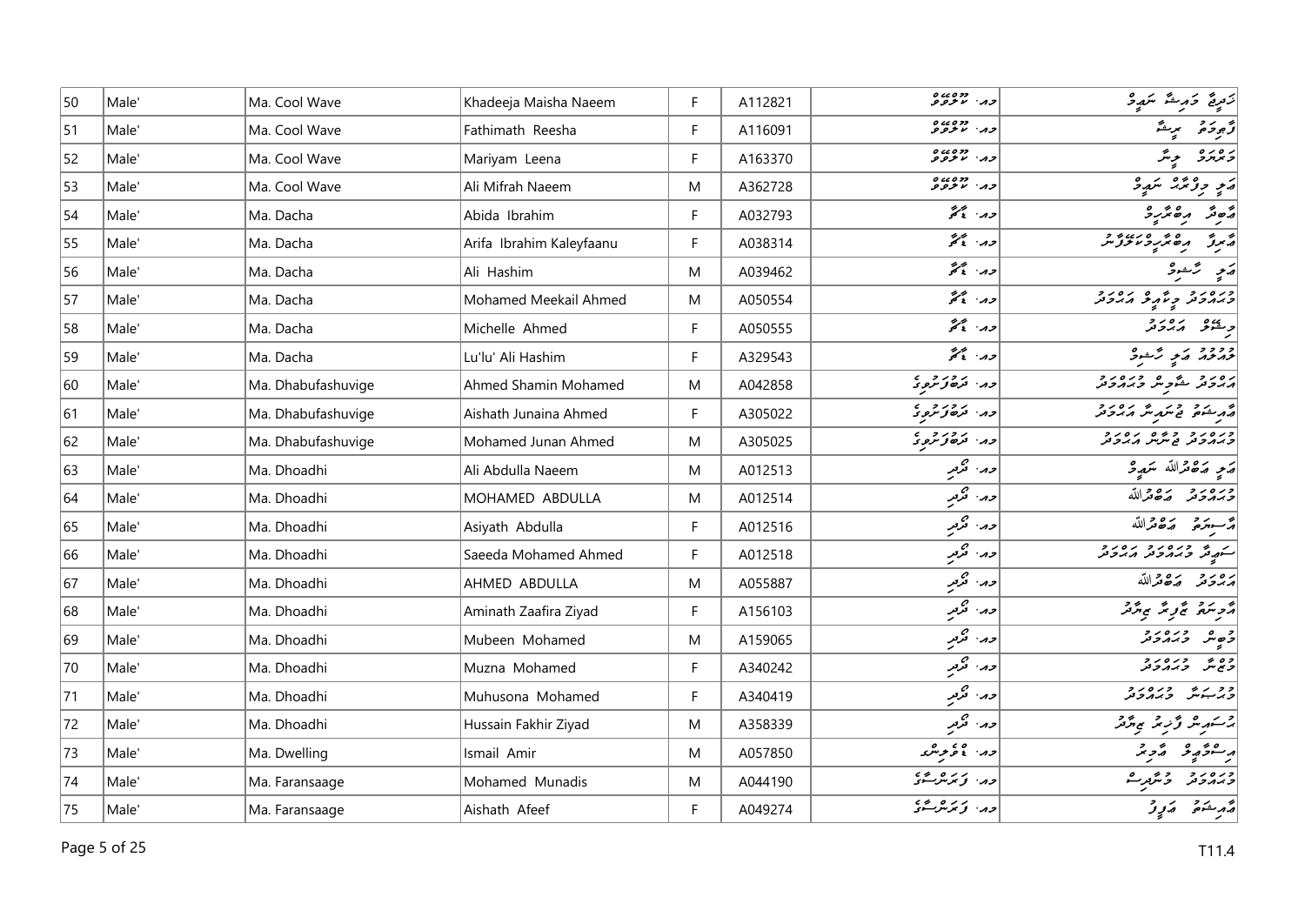| 50 | Male' | Ma. Cool Wave | Khadeeja Maisha Naeem | F | A112821 | މއ. ކޫލްވޭވް | ޚަދީޖާ މައިޝާ ނައީމް |
|---|---|---|---|---|---|---|---|
| 51 | Male' | Ma. Cool Wave | Fathimath Reesha | F | A116091 | މއ. ކޫލްވޭވް | ފާތިމަތު ރީޝާ |
| 52 | Male' | Ma. Cool Wave | Mariyam Leena | F | A163370 | މއ. ކޫލްވޭވް | މަރިޔަމް ލީނާ |
| 53 | Male' | Ma. Cool Wave | Ali Mifrah Naeem | M | A362728 | މއ. ކޫލްވޭވް | އަލީ މިފްރާހް ނައީމް |
| 54 | Male' | Ma. Dacha | Abida Ibrahim | F | A032793 | މއ. ޑާޗާ | އާބިދާ އިބްރާހީމް |
| 55 | Male' | Ma. Dacha | Arifa Ibrahim Kaleyfaanu | F | A038314 | މއ. ޑާޗާ | އާރިފާ އިބްރާހީމްކަލޭފާނު |
| 56 | Male' | Ma. Dacha | Ali Hashim | M | A039462 | މއ. ޑާޗާ | އަލީ ހާޝިމް |
| 57 | Male' | Ma. Dacha | Mohamed Meekail Ahmed | M | A050554 | މއ. ޑާޗާ | މުޙައްމަދު މީކާއިލް އަޙްމަދު |
| 58 | Male' | Ma. Dacha | Michelle Ahmed | F | A050555 | މއ. ޑާޗާ | މިޝޭލް އަޙްމަދު |
| 59 | Male' | Ma. Dacha | Lu'lu' Ali Hashim | F | A329543 | މއ. ޑާޗާ | ލުއުލުއު އަލީ ހާޝިމް |
| 60 | Male' | Ma. Dhabufashuvige | Ahmed Shamin Mohamed | M | A042858 | މއ. ދަބުފަށުވިގެ | އަޙްމަދު ޝާމިން މުޙައްމަދު |
| 61 | Male' | Ma. Dhabufashuvige | Aishath Junaina Ahmed | F | A305022 | މއ. ދަބުފަށުވިގެ | އައިޝަތު ޖުނައިނާ އަޙްމަދު |
| 62 | Male' | Ma. Dhabufashuvige | Mohamed Junan Ahmed | M | A305025 | މއ. ދަބުފަށުވިގެ | މުޙައްމަދު ޖުނާން އަޙްމަދު |
| 63 | Male' | Ma. Dhoadhi | Ali Abdulla Naeem | M | A012513 | މއ. ދޯދި | އަލީ އަބްދުﷲ ނައީމް |
| 64 | Male' | Ma. Dhoadhi | MOHAMED ABDULLA | M | A012514 | މއ. ދޯދި | މުޙައްމަދު އަބްދުﷲ |
| 65 | Male' | Ma. Dhoadhi | Asiyath Abdulla | F | A012516 | މއ. ދޯދި | އާސިޔަތު އަބްދުﷲ |
| 66 | Male' | Ma. Dhoadhi | Saeeda Mohamed Ahmed | F | A012518 | މއ. ދޯދި | ސަޢީދާ މުޙައްމަދު އަޙްމަދު |
| 67 | Male' | Ma. Dhoadhi | AHMED ABDULLA | M | A055887 | މއ. ދޯދި | އަޙްމަދު އަބްދުﷲ |
| 68 | Male' | Ma. Dhoadhi | Aminath Zaafira Ziyad | F | A156103 | މއ. ދޯދި | އާމިނަތު ޒާފިރާ ޒިޔާދު |
| 69 | Male' | Ma. Dhoadhi | Mubeen Mohamed | M | A159065 | މއ. ދޯދި | މުބީން މުޙައްމަދު |
| 70 | Male' | Ma. Dhoadhi | Muzna Mohamed | F | A340242 | މއ. ދޯދި | މުޒްނާ މުޙައްމަދު |
| 71 | Male' | Ma. Dhoadhi | Muhusona Mohamed | F | A340419 | މއ. ދޯދި | މުހުސޮނާ މުޙައްމަދު |
| 72 | Male' | Ma. Dhoadhi | Hussain Fakhir Ziyad | M | A358339 | މއ. ދޯދި | ހުސައިން ފާޚިރު ޒިޔާދު |
| 73 | Male' | Ma. Dwelling | Ismail Amir | M | A057850 | މއ. ޑްވެލިންގ | އިސްމާޢީލް އާމިރު |
| 74 | Male' | Ma. Faransaage | Mohamed Munadis | M | A044190 | މއ. ފަރަންސާގެ | މުޙައްމަދު މުނާދިސް |
| 75 | Male' | Ma. Faransaage | Aishath Afeef | F | A049274 | މއ. ފަރަންސާގެ | އައިޝަތު އަފީފު |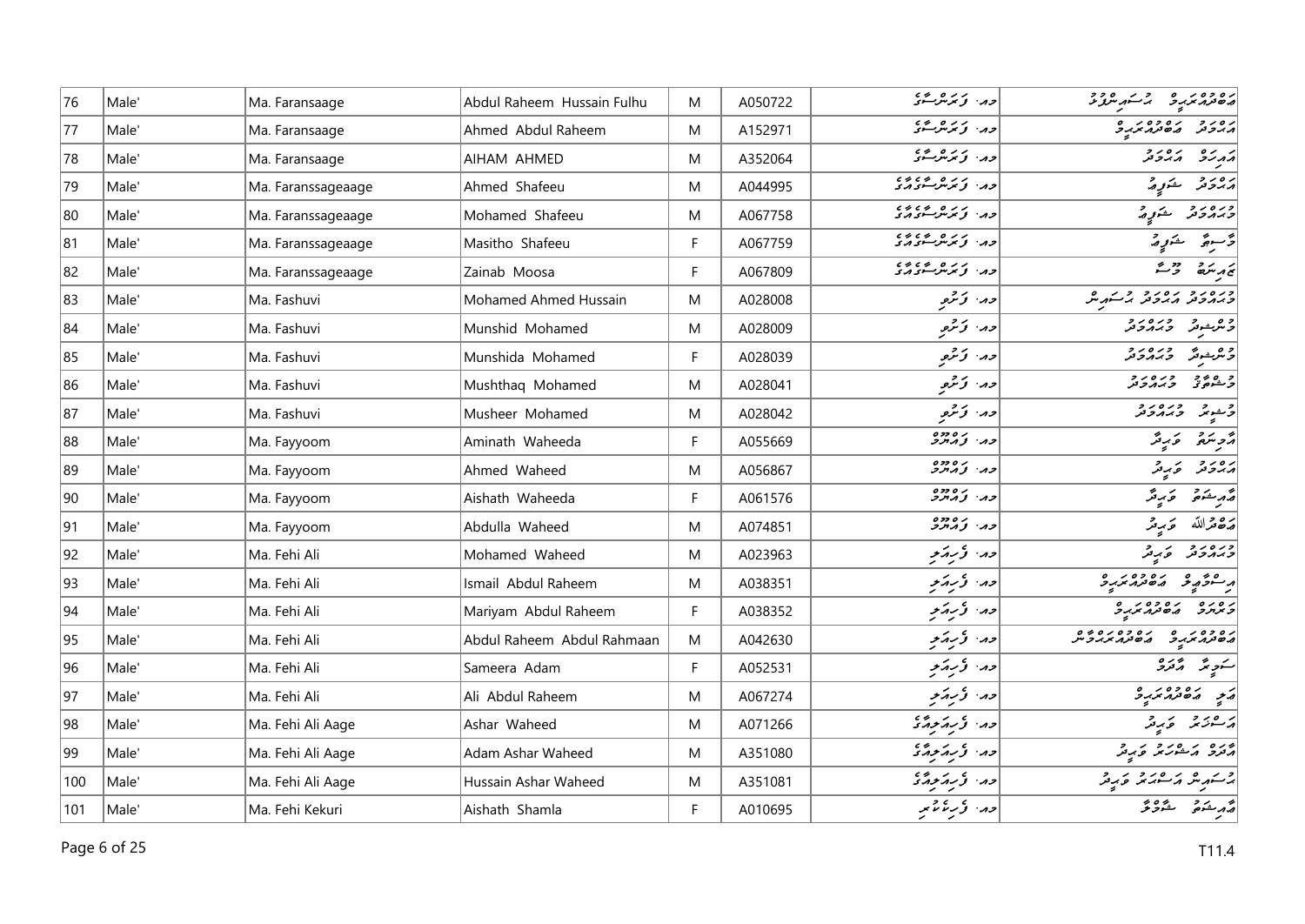| 76 | Male' | Ma. Faransaage | Abdul Raheem Hussain Fulhu | M | A050722 | މއ. ފަރަންސާގެ | އަބްދުއްރަޙީމް ހުސައިންފުޅު |
|---|---|---|---|---|---|---|---|
| 77 | Male' | Ma. Faransaage | Ahmed Abdul Raheem | M | A152971 | މއ. ފަރަންސާގެ | އަޙްމަދު އަބްދުއްރަޙީމް |
| 78 | Male' | Ma. Faransaage | AIHAM AHMED | M | A352064 | މއ. ފަރަންސާގެ | އައިހަމް އަޙްމަދު |
| 79 | Male' | Ma. Faranssageaage | Ahmed Shafeeu | M | A044995 | މއ. ފަރަންސާގެއާގެ | އަޙްމަދު ޝަފީޢު |
| 80 | Male' | Ma. Faranssageaage | Mohamed Shafeeu | M | A067758 | މއ. ފަރަންސާގެއާގެ | މުޙައްމަދު ޝަފީޢު |
| 81 | Male' | Ma. Faranssageaage | Masitho Shafeeu | F | A067759 | މއ. ފަރަންސާގެއާގެ | މާސިތާ ޝަފީޢު |
| 82 | Male' | Ma. Faranssageaage | Zainab Moosa | F | A067809 | މއ. ފަރަންސާގެއާގެ | ޒައިނަބު މޫސާ |
| 83 | Male' | Ma. Fashuvi | Mohamed Ahmed Hussain | M | A028008 | މއ. ފަށުވި | މުޙައްމަދު އަޙްމަދު ހުސައިން |
| 84 | Male' | Ma. Fashuvi | Munshid Mohamed | M | A028009 | މއ. ފަށުވި | މުންޝިދު މުޙައްމަދު |
| 85 | Male' | Ma. Fashuvi | Munshida Mohamed | F | A028039 | މއ. ފަށުވި | މުންޝިދާ މުޙައްމަދު |
| 86 | Male' | Ma. Fashuvi | Mushthaq Mohamed | M | A028041 | މއ. ފަށުވި | މުޝްތާޤު މުޙައްމަދު |
| 87 | Male' | Ma. Fashuvi | Musheer Mohamed | M | A028042 | މއ. ފަށުވި | މުޝީރު މުޙައްމަދު |
| 88 | Male' | Ma. Fayyoom | Aminath Waheeda | F | A055669 | މއ. ފައްޔޫމް | އާމިނަތު ވަޙީދާ |
| 89 | Male' | Ma. Fayyoom | Ahmed Waheed | M | A056867 | މއ. ފައްޔޫމް | އަޙްމަދު ވަޙީދު |
| 90 | Male' | Ma. Fayyoom | Aishath Waheeda | F | A061576 | މއ. ފައްޔޫމް | އާއިޝަތު ވަޙީދާ |
| 91 | Male' | Ma. Fayyoom | Abdulla Waheed | M | A074851 | މއ. ފައްޔޫމް | އަބްދުﷲ ވަޙީދު |
| 92 | Male' | Ma. Fehi Ali | Mohamed Waheed | M | A023963 | މއ. ފެހިއަލި | މުޙައްމަދު ވަޙީދު |
| 93 | Male' | Ma. Fehi Ali | Ismail Abdul Raheem | M | A038351 | މއ. ފެހިއަލި | އިސްމާޢީލް އަބްދުއްރަޙީމް |
| 94 | Male' | Ma. Fehi Ali | Mariyam Abdul Raheem | F | A038352 | މއ. ފެހިއަލި | މަރިޔަމް އަބްދުއްރަޙީމް |
| 95 | Male' | Ma. Fehi Ali | Abdul Raheem Abdul Rahmaan | M | A042630 | މއ. ފެހިއަލި | އަބްދުއްރަޙީމް އަބްދުއްރަޙްމާން |
| 96 | Male' | Ma. Fehi Ali | Sameera Adam | F | A052531 | މއ. ފެހިއަލި | ސަމީރާ އާދަމް |
| 97 | Male' | Ma. Fehi Ali | Ali Abdul Raheem | M | A067274 | މއ. ފެހިއަލި | ޢަލީ އަބްދުއްރަޙީމް |
| 98 | Male' | Ma. Fehi Ali Aage | Ashar Waheed | M | A071266 | މއ. ފެހިއަލިއާގެ | އަޝްހަރު ވަޙީދު |
| 99 | Male' | Ma. Fehi Ali Aage | Adam Ashar Waheed | M | A351080 | މއ. ފެހިއަލިއާގެ | އާދަމް އަޝްހަރު ވަޙީދު |
| 100 | Male' | Ma. Fehi Ali Aage | Hussain Ashar Waheed | M | A351081 | މއ. ފެހިއަލިއާގެ | ހުސައިން އަޝްހަރު ވަޙީދު |
| 101 | Male' | Ma. Fehi Kekuri | Aishath Shamla | F | A010695 | މއ. ފެހިކެކުރި | އާއިޝަތު ޝަމްލާ |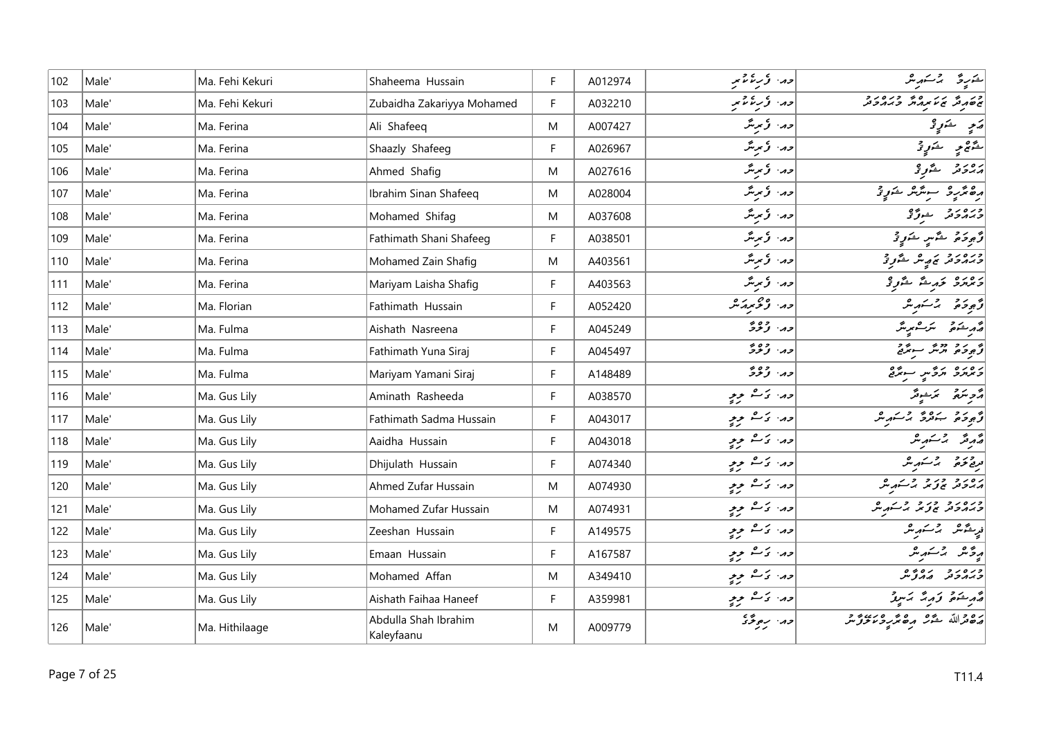| 102 | Male' | Ma. Fehi Kekuri | Shaheema Hussain | F | A012974 | މއ. ފެހިކެކުރި | ޝަހީމާ ޙުސައިން |
|---|---|---|---|---|---|---|---|
| 103 | Male' | Ma. Fehi Kekuri | Zubaidha Zakariyya Mohamed | F | A032210 | މއ. ފެހިކެކުރި | ޒުބައިދާ ޒަކަރިއްޔާ މުޙައްމަދު |
| 104 | Male' | Ma. Ferina | Ali Shafeeq | M | A007427 | މއ. ފެރިނާ | އަލީ ޝަފީޤު |
| 105 | Male' | Ma. Ferina | Shaazly Shafeeg | F | A026967 | މއ. ފެރިނާ | ޝާޒްލީ ޝަފީގު |
| 106 | Male' | Ma. Ferina | Ahmed Shafig | M | A027616 | މއ. ފެރިނާ | އަޙްމަދު ޝާފިގު |
| 107 | Male' | Ma. Ferina | Ibrahim Sinan Shafeeq | M | A028004 | މއ. ފެރިނާ | އިބްރާހީމް ސިނާން ޝަފީޤު |
| 108 | Male' | Ma. Ferina | Mohamed Shifag | M | A037608 | މއ. ފެރިނާ | މުޙައްމަދު ޝިފާގު |
| 109 | Male' | Ma. Ferina | Fathimath Shani Shafeeg | F | A038501 | މއ. ފެރިނާ | ފާތިމަތު ޝާނީ ޝަފީގު |
| 110 | Male' | Ma. Ferina | Mohamed Zain Shafig | M | A403561 | މއ. ފެރިނާ | މުޙައްމަދު ޒައިން ޝާފިގު |
| 111 | Male' | Ma. Ferina | Mariyam Laisha Shafig | F | A403563 | މއ. ފެރިނާ | މަރިޔަމް ލައިޝާ ޝާފިގު |
| 112 | Male' | Ma. Florian | Fathimath Hussain | F | A052420 | މއ. ފްލޯރިއަން | ފާތިމަތު ޙުސައިން |
| 113 | Male' | Ma. Fulma | Aishath Nasreena | F | A045249 | މއ. ފުލްމާ | އާއިޝަތު ނަސްރީނާ |
| 114 | Male' | Ma. Fulma | Fathimath Yuna Siraj | F | A045497 | މއ. ފުލްމާ | ފާތިމަތު ޔޫނާ ސިރާޖު |
| 115 | Male' | Ma. Fulma | Mariyam Yamani Siraj | F | A148489 | މއ. ފުލްމާ | މަރިޔަމް ޔަމާނީ ސިރާޖު |
| 116 | Male' | Ma. Gus Lily | Aminath Rasheeda | F | A038570 | މއ. ގަސް ލިލީ | އާމިނަތު ރަޝީދާ |
| 117 | Male' | Ma. Gus Lily | Fathimath Sadma Hussain | F | A043017 | މއ. ގަސް ލިލީ | ފާތިމަތު ސަދްމާ ޙުސައިން |
| 118 | Male' | Ma. Gus Lily | Aaidha Hussain | F | A043018 | މއ. ގަސް ލިލީ | އާއިދާ ޙުސައިން |
| 119 | Male' | Ma. Gus Lily | Dhijulath Hussain | F | A074340 | މއ. ގަސް ލިލީ | ދިޖުލަތު ޙުސައިން |
| 120 | Male' | Ma. Gus Lily | Ahmed Zufar Hussain | M | A074930 | މއ. ގަސް ލިލީ | އަޙްމަދު ޒުފަރު ޙުސައިން |
| 121 | Male' | Ma. Gus Lily | Mohamed Zufar Hussain | M | A074931 | މއ. ގަސް ލިލީ | މުޙައްމަދު ޒުފަރު ޙުސައިން |
| 122 | Male' | Ma. Gus Lily | Zeeshan Hussain | F | A149575 | މއ. ގަސް ލިލީ | ޒީޝާން ޙުސައިން |
| 123 | Male' | Ma. Gus Lily | Emaan Hussain | F | A167587 | މއ. ގަސް ލިލީ | އީމާން ޙުސައިން |
| 124 | Male' | Ma. Gus Lily | Mohamed Affan | M | A349410 | މއ. ގަސް ލިލީ | މުޙައްމަދު އައްފާން |
| 125 | Male' | Ma. Gus Lily | Aishath Faihaa Haneef | F | A359981 | މއ. ގަސް ލިލީ | އާއިޝަތު ފައިހާ ޙަނީފު |
| 126 | Male' | Ma. Hithilaage | Abdulla Shah Ibrahim Kaleyfaanu | M | A009779 | މއ. ހިތިލާގެ | އަބްދުﷲ ޝާހް އިބްރާހީމް ކަލޭފާނު |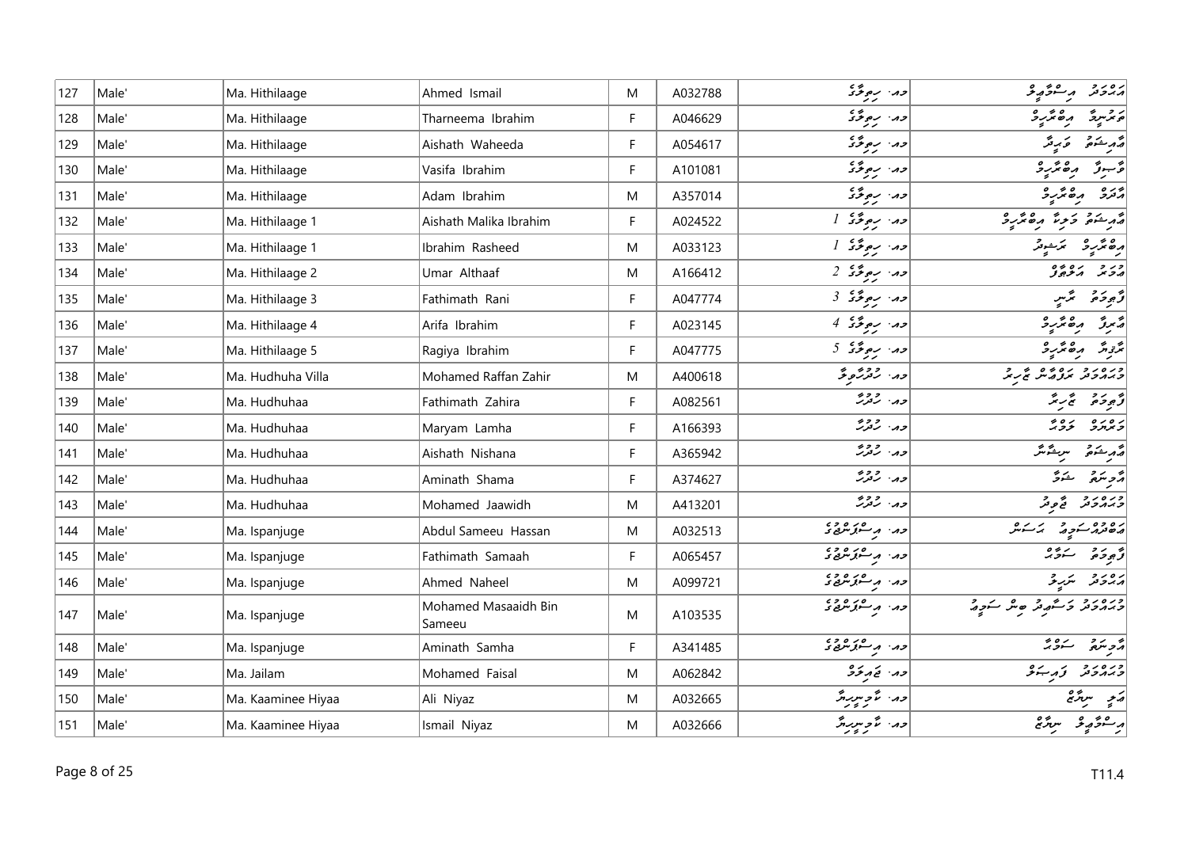| 127 | Male' | Ma. Hithilaage | Ahmed Ismail | M | A032788 | މއ. ހިތިލާގެ | އަޙްމަދު އިސްމާޢީލް |
|---|---|---|---|---|---|---|---|
| 128 | Male' | Ma. Hithilaage | Tharneema Ibrahim | F | A046629 | މއ. ހިތިލާގެ | ތަރުނީމާ އިބްރާހީމް |
| 129 | Male' | Ma. Hithilaage | Aishath Waheeda | F | A054617 | މއ. ހިތިލާގެ | އާއިށަތު ވަޙީދާ |
| 130 | Male' | Ma. Hithilaage | Vasifa Ibrahim | F | A101081 | މއ. ހިތިލާގެ | ވާސިފާ އިބްރާހީމް |
| 131 | Male' | Ma. Hithilaage | Adam Ibrahim | M | A357014 | މއ. ހިތިލާގެ | އާދަމް އިބްރާހީމް |
| 132 | Male' | Ma. Hithilaage 1 | Aishath Malika Ibrahim | F | A024522 | މއ. ހިތިލާގެ 1 | އާއިށަތު މާލިކާ އިބްރާހީމް |
| 133 | Male' | Ma. Hithilaage 1 | Ibrahim Rasheed | M | A033123 | މއ. ހިތިލާގެ 1 | އިބްރާހީމް ރަޝީދު |
| 134 | Male' | Ma. Hithilaage 2 | Umar Althaaf | M | A166412 | މއ. ހިތިލާގެ 2 | ޢުމަރު އަލްތާފް |
| 135 | Male' | Ma. Hithilaage 3 | Fathimath Rani | F | A047774 | މއ. ހިތިލާގެ 3 | ފާތިމަތު ރާނީ |
| 136 | Male' | Ma. Hithilaage 4 | Arifa Ibrahim | F | A023145 | މއ. ހިތިލާގެ 4 | އާރިފާ އިބްރާހީމް |
| 137 | Male' | Ma. Hithilaage 5 | Ragiya Ibrahim | F | A047775 | މއ. ހިތިލާގެ 5 | ރާގިޔާ އިބްރާހީމް |
| 138 | Male' | Ma. Hudhuha Villa | Mohamed Raffan Zahir | M | A400618 | މއ. ހުދުހާވިލާ | މުޙައްމަދު ރައްފާން ޒާހިރު |
| 139 | Male' | Ma. Hudhuhaa | Fathimath Zahira | F | A082561 | މއ. ހުދުހާ | ފާތިމަތު ޒާހިރާ |
| 140 | Male' | Ma. Hudhuhaa | Maryam Lamha | F | A166393 | މއ. ހުދުހާ | މަރްޔަމް ލަމްހާ |
| 141 | Male' | Ma. Hudhuhaa | Aishath Nishana | F | A365942 | މއ. ހުދުހާ | އާއިށަތު ނިޝާނާ |
| 142 | Male' | Ma. Hudhuhaa | Aminath Shama | F | A374627 | މއ. ހުދުހާ | އާމިނަތު ޝަމާ |
| 143 | Male' | Ma. Hudhuhaa | Mohamed Jaawidh | M | A413201 | މއ. ހުދުހާ | މުޙައްމަދު ޖާވިދު |
| 144 | Male' | Ma. Ispanjuge | Abdul Sameeu Hassan | M | A032513 | މއ. އިސްޕަންޖުގެ | އަބްދުލްސަމީޢު ޙަސަން |
| 145 | Male' | Ma. Ispanjuge | Fathimath Samaah | F | A065457 | މއ. އިސްޕަންޖުގެ | ފާތިމަތު ސަމާހް |
| 146 | Male' | Ma. Ispanjuge | Ahmed Naheel | M | A099721 | މއ. އިސްޕަންޖުގެ | އަޙްމަދު ނަހީލް |
| 147 | Male' | Ma. Ispanjuge | Mohamed Masaaidh Bin Sameeu | M | A103535 | މއ. އިސްޕަންޖުގެ | މުޙައްމަދު މަސާއިދު ބިން ސަމީޢު |
| 148 | Male' | Ma. Ispanjuge | Aminath Samha | F | A341485 | މއ. އިސްޕަންޖުގެ | އާމިނަތު ސަމްހާ |
| 149 | Male' | Ma. Jailam | Mohamed Faisal | M | A062842 | މއ. ޖައިލަމް | މުޙައްމަދު ފައިސަލް |
| 150 | Male' | Ma. Kaaminee Hiyaa | Ali Niyaz | M | A032665 | މއ. ކާމިނީހިޔާ | ޢަލީ ނިޔާޒް |
| 151 | Male' | Ma. Kaaminee Hiyaa | Ismail Niyaz | M | A032666 | މއ. ކާމިނީހިޔާ | އިސްމާޢީލް ނިޔާޒް |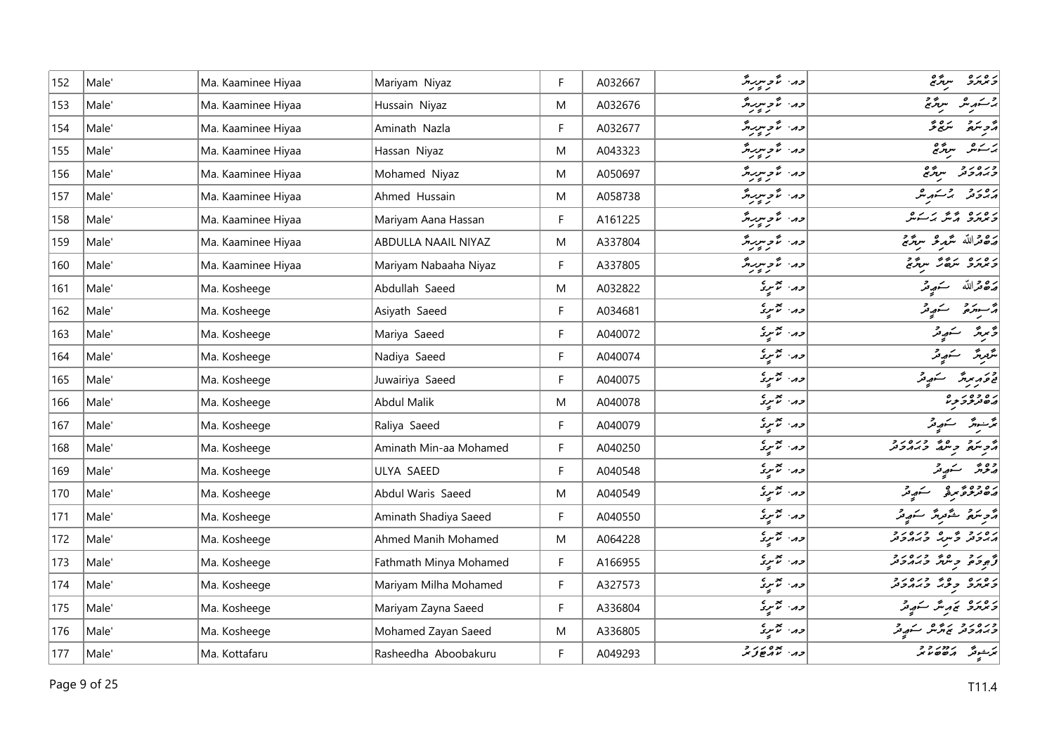| 152 | Male' | Ma. Kaaminee Hiyaa | Mariyam Niyaz | F | A032667 | މއ. ކާމިނީހިޔާ | މަރިޔަމް ނިޔާޒް |
|---|---|---|---|---|---|---|---|
| 153 | Male' | Ma. Kaaminee Hiyaa | Hussain Niyaz | M | A032676 | މއ. ކާމިނީހިޔާ | ހުސައިން ނިޔާޒް |
| 154 | Male' | Ma. Kaaminee Hiyaa | Aminath Nazla | F | A032677 | މއ. ކާމިނީހިޔާ | އާމިނަތު ނަޒްލާ |
| 155 | Male' | Ma. Kaaminee Hiyaa | Hassan Niyaz | M | A043323 | މއ. ކާމިނީހިޔާ | ހަސަން ނިޔާޒް |
| 156 | Male' | Ma. Kaaminee Hiyaa | Mohamed Niyaz | M | A050697 | މއ. ކާމިނީހިޔާ | މުހައްމަދު ނިޔާޒް |
| 157 | Male' | Ma. Kaaminee Hiyaa | Ahmed Hussain | M | A058738 | މއ. ކާމިނީހިޔާ | އަހުމަދު ހުސައިން |
| 158 | Male' | Ma. Kaaminee Hiyaa | Mariyam Aana Hassan | F | A161225 | މއ. ކާމިނީހިޔާ | މަރިޔަމް އާނާ ހަސަން |
| 159 | Male' | Ma. Kaaminee Hiyaa | ABDULLA NAAIL NIYAZ | M | A337804 | މއ. ކާމިނީހިޔާ | އަބްދުﷲ ނާއިލް ނިޔާޒް |
| 160 | Male' | Ma. Kaaminee Hiyaa | Mariyam Nabaaha Niyaz | F | A337805 | މއ. ކާމިނީހިޔާ | މަރިޔަމް ނަބާހާ ނިޔާޒް |
| 161 | Male' | Ma. Kosheege | Abdullah Saeed | M | A032822 | މއ. ކޮށީގެ | އަބްދުﷲ ސަޢީދު |
| 162 | Male' | Ma. Kosheege | Asiyath Saeed | F | A034681 | މއ. ކޮށީގެ | އާސިޔަތު ސަޢީދު |
| 163 | Male' | Ma. Kosheege | Mariya Saeed | F | A040072 | މއ. ކޮށީގެ | މާރިޔާ ސަޢީދު |
| 164 | Male' | Ma. Kosheege | Nadiya Saeed | F | A040074 | މއ. ކޮށީގެ | ނާދިޔާ ސަޢީދު |
| 165 | Male' | Ma. Kosheege | Juwairiya Saeed | F | A040075 | މއ. ކޮށީގެ | ޖުވައިރިޔާ ސަޢީދު |
| 166 | Male' | Ma. Kosheege | Abdul Malik | M | A040078 | މއ. ކޮށީގެ | އަބްދުލްމާލިކު |
| 167 | Male' | Ma. Kosheege | Raliya Saeed | F | A040079 | މއ. ކޮށީގެ | ރާލިޔާ ސަޢީދު |
| 168 | Male' | Ma. Kosheege | Aminath Min-aa Mohamed | F | A040250 | މއ. ކޮށީގެ | އާމިނަތު މިންއާ މުހައްމަދު |
| 169 | Male' | Ma. Kosheege | ULYA SAEED | F | A040548 | މއ. ކޮށީގެ | އުލްޔާ ސަޢީދު |
| 170 | Male' | Ma. Kosheege | Abdul Waris Saeed | M | A040549 | މއ. ކޮށީގެ | އަބްދުލްވާރިސް ސަޢީދު |
| 171 | Male' | Ma. Kosheege | Aminath Shadiya Saeed | F | A040550 | މއ. ކޮށީގެ | އާމިނަތު ޝާދިޔާ ސަޢީދު |
| 172 | Male' | Ma. Kosheege | Ahmed Manih Mohamed | M | A064228 | މއ. ކޮށީގެ | އަހުމަދު މާނިހް މުހައްމަދު |
| 173 | Male' | Ma. Kosheege | Fathmath Minya Mohamed | F | A166955 | މއ. ކޮށީގެ | ފާތިމަތު މިންޔާ މުހައްމަދު |
| 174 | Male' | Ma. Kosheege | Mariyam Milha Mohamed | F | A327573 | މއ. ކޮށީގެ | މަރިޔަމް މިލްހާ މުހައްމަދު |
| 175 | Male' | Ma. Kosheege | Mariyam Zayna Saeed | F | A336804 | މއ. ކޮށީގެ | މަރިޔަމް ޒައިނާ ސަޢީދު |
| 176 | Male' | Ma. Kosheege | Mohamed Zayan Saeed | M | A336805 | މއ. ކޮށީގެ | މުހައްމަދު ޒަޔާން ސަޢީދު |
| 177 | Male' | Ma. Kottafaru | Rasheedha Aboobakuru | F | A049293 | މއ. ކޮއްޓަފަރު | ރަޝީދާ އަބޫބަކުރު |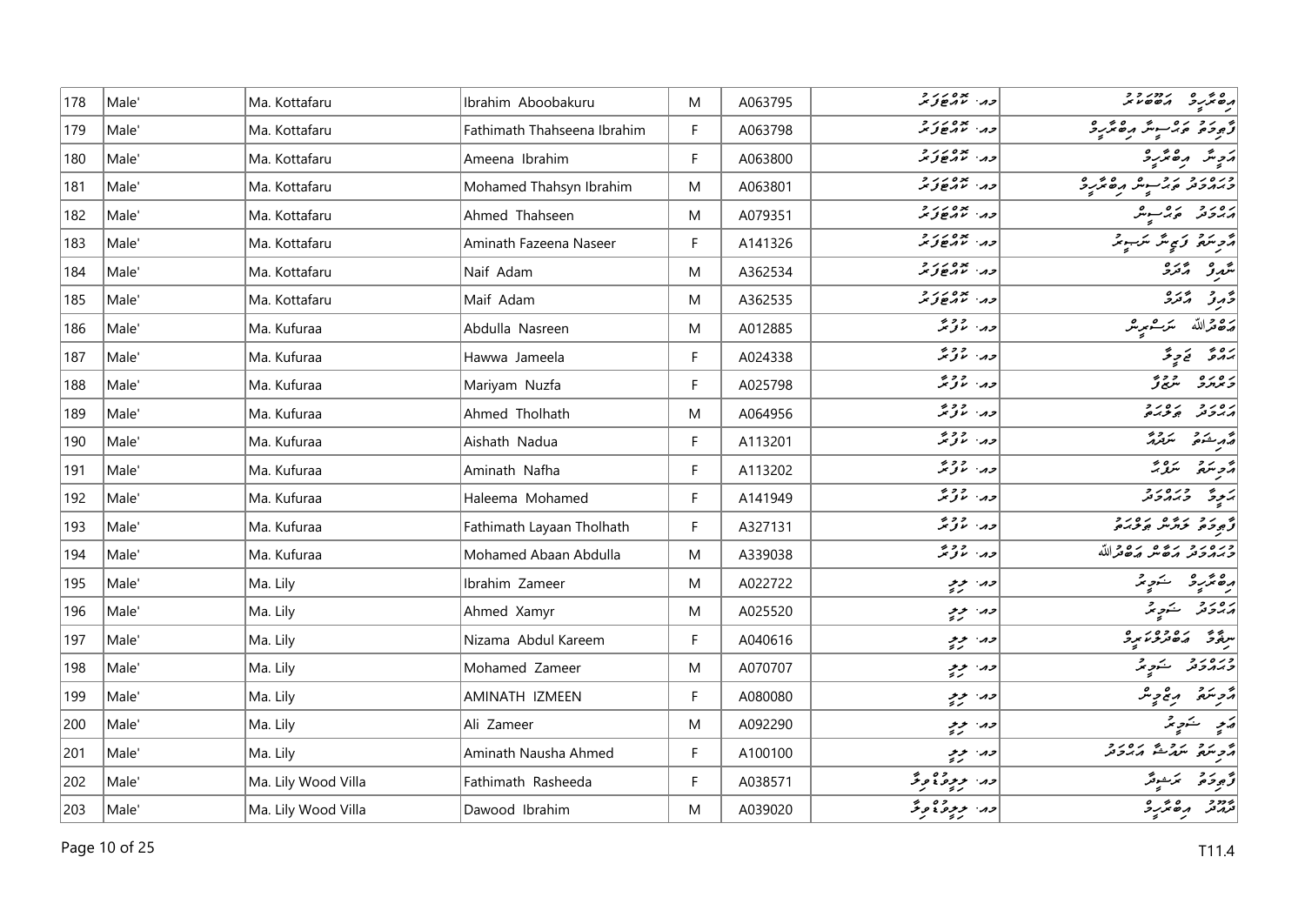| 178 | Male' | Ma. Kottafaru | Ibrahim Aboobakuru | M | A063795 | މއ. ކޮއްޓަފަރު | އިބްރާހީމް އަބޫބަކުރު |
|---|---|---|---|---|---|---|---|
| 179 | Male' | Ma. Kottafaru | Fathimath Thahseena Ibrahim | F | A063798 | މއ. ކޮއްޓަފަރު | ފާތިމަތު ތަހްސީނާ އިބްރާހީމް |
| 180 | Male' | Ma. Kottafaru | Ameena Ibrahim | F | A063800 | މއ. ކޮއްޓަފަރު | އަމީނާ އިބްރާހީމް |
| 181 | Male' | Ma. Kottafaru | Mohamed Thahsyn Ibrahim | M | A063801 | މއ. ކޮއްޓަފަރު | މުހައްމަދު ތަހްސީން އިބްރާހީމް |
| 182 | Male' | Ma. Kottafaru | Ahmed Thahseen | M | A079351 | މއ. ކޮއްޓަފަރު | އަހްމަދު ތަހްސީން |
| 183 | Male' | Ma. Kottafaru | Aminath Fazeena Naseer | F | A141326 | މއ. ކޮއްޓަފަރު | އާމިނަތު ފަޒީނާ ނަސީރު |
| 184 | Male' | Ma. Kottafaru | Naif Adam | M | A362534 | މއ. ކޮއްޓަފަރު | ނާއިފް އާދަމް |
| 185 | Male' | Ma. Kottafaru | Maif Adam | M | A362535 | މއ. ކޮއްޓަފަރު | މާއިފް އާދަމް |
| 186 | Male' | Ma. Kufuraa | Abdulla Nasreen | M | A012885 | މއ. ކުފުރާ | އަބްދުﷲ ނަސްރީން |
| 187 | Male' | Ma. Kufuraa | Hawwa Jameela | F | A024338 | މއ. ކުފުރާ | ހައްވާ ޖަމީލާ |
| 188 | Male' | Ma. Kufuraa | Mariyam Nuzfa | F | A025798 | މއ. ކުފުރާ | މަރިޔަމް ނުޒްފާ |
| 189 | Male' | Ma. Kufuraa | Ahmed Tholhath | M | A064956 | މއ. ކުފުރާ | އަހްމަދު ތޮޅަތު |
| 190 | Male' | Ma. Kufuraa | Aishath Nadua | F | A113201 | މއ. ކުފުރާ | އައިޝަތު ނަދުއާ |
| 191 | Male' | Ma. Kufuraa | Aminath Nafha | F | A113202 | މއ. ކުފުރާ | އާމިނަތު ނަފްހާ |
| 192 | Male' | Ma. Kufuraa | Haleema Mohamed | F | A141949 | މއ. ކުފުރާ | ހަލީމާ މުހައްމަދު |
| 193 | Male' | Ma. Kufuraa | Fathimath Layaan Tholhath | F | A327131 | މއ. ކުފުރާ | ފާތިމަތު ލަޔާން ތޮޅަތު |
| 194 | Male' | Ma. Kufuraa | Mohamed Abaan Abdulla | M | A339038 | މއ. ކުފުރާ | މުހައްމަދު އަބާން އަބްދުﷲ |
| 195 | Male' | Ma. Lily | Ibrahim Zameer | M | A022722 | މއ. ލިލީ | އިބްރާހީމް ޒަމީރު |
| 196 | Male' | Ma. Lily | Ahmed Xamyr | M | A025520 | މއ. ލިލީ | އަހްމަދު ޒަމީރު |
| 197 | Male' | Ma. Lily | Nizama Abdul Kareem | F | A040616 | މއ. ލިލީ | ނިޒާމާ އަބްދުލްކަރީމް |
| 198 | Male' | Ma. Lily | Mohamed Zameer | M | A070707 | މއ. ލިލީ | މުހައްމަދު ޒަމީރު |
| 199 | Male' | Ma. Lily | AMINATH IZMEEN | F | A080080 | މއ. ލިލީ | އާމިނަތު އިޒްމީން |
| 200 | Male' | Ma. Lily | Ali Zameer | M | A092290 | މއ. ލިލީ | އަލި ޒަމީރު |
| 201 | Male' | Ma. Lily | Aminath Nausha Ahmed | F | A100100 | މއ. ލިލީ | އާމިނަތު ނައުޝާ އަހްމަދު |
| 202 | Male' | Ma. Lily Wood Villa | Fathimath Rasheeda | F | A038571 | މއ. ލިލީވުޑްވިލާ | ފާތިމަތު ރަޝީދާ |
| 203 | Male' | Ma. Lily Wood Villa | Dawood Ibrahim | M | A039020 | މއ. ލިލީވުޑްވިލާ | ދާއޫދު އިބްރާހީމް |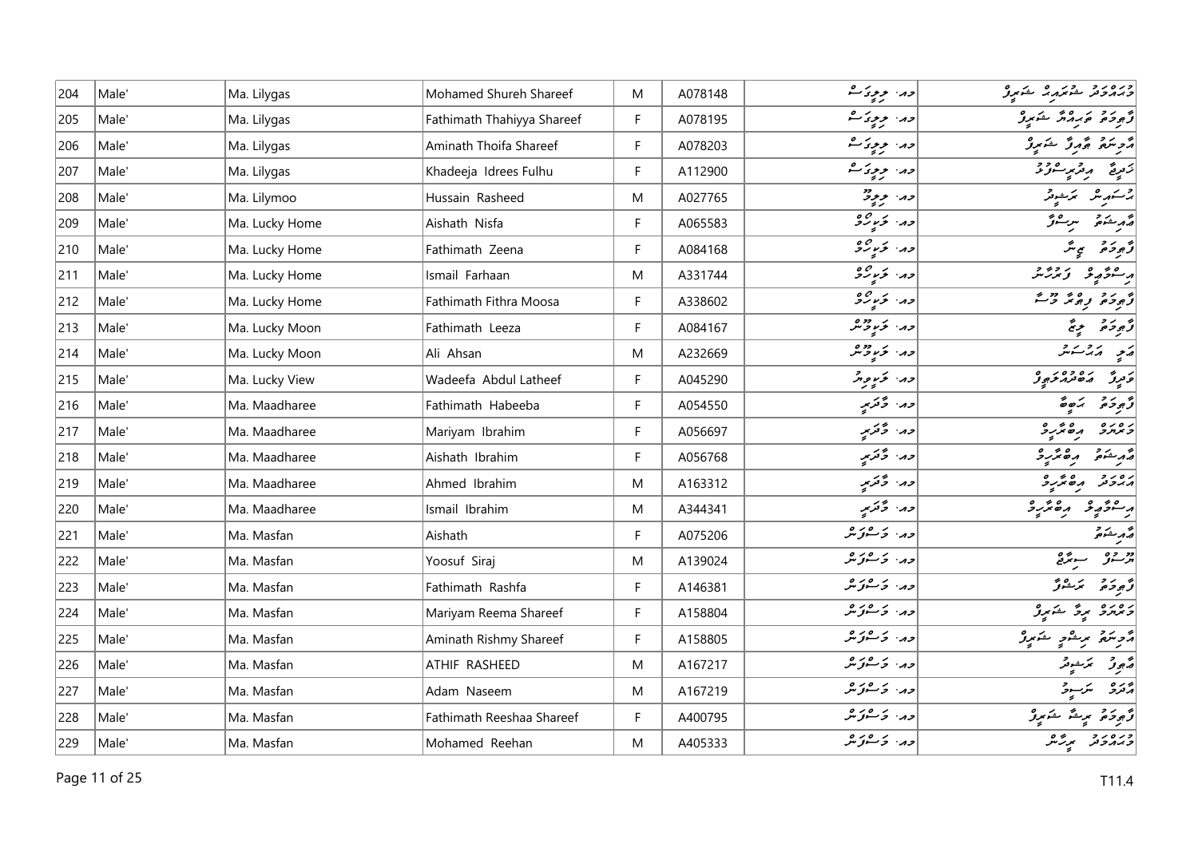| 204 | Male' | Ma. Lilygas | Mohamed Shureh Shareef | M | A078148 | މއ. ލިލީގަސް | މުހައްމަދު ޝުރެހް ޝަރީފް |
|---|---|---|---|---|---|---|---|
| 205 | Male' | Ma. Lilygas | Fathimath Thahiyya Shareef | F | A078195 | މއ. ލިލީގަސް | ފާތިމަތު ތަހިއްޔާ ޝަރީފް |
| 206 | Male' | Ma. Lilygas | Aminath Thoifa Shareef | F | A078203 | މއ. ލިލީގަސް | އާމިނަތު ޠޮއިފާ ޝަރީފް |
| 207 | Male' | Ma. Lilygas | Khadeeja Idrees Fulhu | F | A112900 | މއ. ލިލީގަސް | ޚަދީޖާ އިދުރީސްފުޅު |
| 208 | Male' | Ma. Lilymoo | Hussain Rasheed | M | A027765 | މއ. ލިލީމޫ | ހުސައިން ރަޝީދު |
| 209 | Male' | Ma. Lucky Home | Aishath Nisfa | F | A065583 | މއ. ލަކީހޯމް | އާއިޝަތު ނިސްފާ |
| 210 | Male' | Ma. Lucky Home | Fathimath Zeena | F | A084168 | މއ. ލަކީހޯމް | ފާތިމަތު ޒީނާ |
| 211 | Male' | Ma. Lucky Home | Ismail Farhaan | M | A331744 | މއ. ލަކީހޯމް | އިސްމާއިލް ފަރުހާން |
| 212 | Male' | Ma. Lucky Home | Fathimath Fithra Moosa | F | A338602 | މއ. ލަކީހޯމް | ފާތިމަތު ފިތުރާ މޫސާ |
| 213 | Male' | Ma. Lucky Moon | Fathimath Leeza | F | A084167 | މއ. ލަކީމޫން | ފާތިމަތު ލީޒާ |
| 214 | Male' | Ma. Lucky Moon | Ali Ahsan | M | A232669 | މއ. ލަކީމޫން | އަލި އަހުސަން |
| 215 | Male' | Ma. Lucky View | Wadeefa Abdul Latheef | F | A045290 | މއ. ލަކީވިއު | ވަދީފާ އަބްދުއްލަޠީފް |
| 216 | Male' | Ma. Maadharee | Fathimath Habeeba | F | A054550 | މއ. މާދަރީ | ފާތިމަތު ހަބީބާ |
| 217 | Male' | Ma. Maadharee | Mariyam Ibrahim | F | A056697 | މއ. މާދަރީ | މަރިޔަމް އިބްރާހިމް |
| 218 | Male' | Ma. Maadharee | Aishath Ibrahim | F | A056768 | މއ. މާދަރީ | އާއިޝަތު އިބްރާހިމް |
| 219 | Male' | Ma. Maadharee | Ahmed Ibrahim | M | A163312 | މއ. މާދަރީ | އަހުމަދު އިބްރާހިމް |
| 220 | Male' | Ma. Maadharee | Ismail Ibrahim | M | A344341 | މއ. މާދަރީ | އިސްމާއިލް އިބްރާހިމް |
| 221 | Male' | Ma. Masfan | Aishath | F | A075206 | މއ. މަސްފަން | އާއިޝަތު |
| 222 | Male' | Ma. Masfan | Yoosuf Siraj | M | A139024 | މއ. މަސްފަން | ޔޫސުފް ސިރާޖު |
| 223 | Male' | Ma. Masfan | Fathimath Rashfa | F | A146381 | މއ. މަސްފަން | ފާތިމަތު ރަޝްފާ |
| 224 | Male' | Ma. Masfan | Mariyam Reema Shareef | F | A158804 | މއ. މަސްފަން | މަރިޔަމް ރީމާ ޝަރީފް |
| 225 | Male' | Ma. Masfan | Aminath Rishmy Shareef | F | A158805 | މއ. މަސްފަން | އާމިނަތު ރިޝްމީ ޝަރީފް |
| 226 | Male' | Ma. Masfan | ATHIF RASHEED | M | A167217 | މއ. މަސްފަން | އާތިފް ރަޝީދު |
| 227 | Male' | Ma. Masfan | Adam Naseem | M | A167219 | މއ. މަސްފަން | އާދަމް ނަސީމު |
| 228 | Male' | Ma. Masfan | Fathimath Reeshaa Shareef | F | A400795 | މއ. މަސްފަން | ފާތިމަތު ރީޝާ ޝަރީފް |
| 229 | Male' | Ma. Masfan | Mohamed Reehan | M | A405333 | މއ. މަސްފަން | މުހައްމަދު ރީހާން |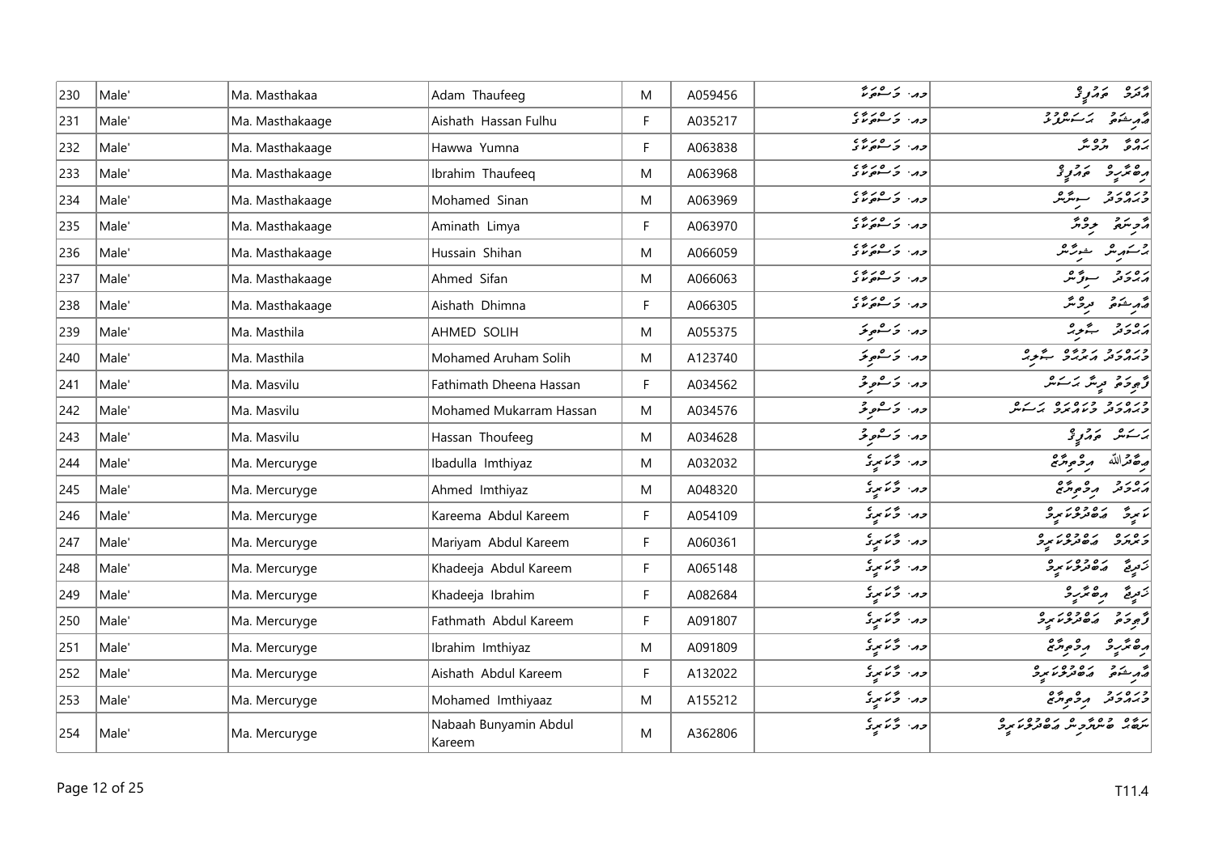| 230 | Male' | Ma. Masthakaa | Adam Thaufeeg | M | A059456 | މއ. މަސްތަކާ | އާދަމް ތައުފީގު |
|---|---|---|---|---|---|---|---|
| 231 | Male' | Ma. Masthakaage | Aishath Hassan Fulhu | F | A035217 | މއ. މަސްތަކާގެ | އާއިޝަތު ހަސަންފުޅު |
| 232 | Male' | Ma. Masthakaage | Hawwa Yumna | F | A063838 | މއ. މަސްތަކާގެ | ހައްވާ ޔުމްނާ |
| 233 | Male' | Ma. Masthakaage | Ibrahim Thaufeeq | M | A063968 | މއ. މަސްތަކާގެ | އިބްރާހީމް ތައުފީޤު |
| 234 | Male' | Ma. Masthakaage | Mohamed Sinan | M | A063969 | މއ. މަސްތަކާގެ | މުހައްމަދު ސިނާން |
| 235 | Male' | Ma. Masthakaage | Aminath Limya | F | A063970 | މއ. މަސްތަކާގެ | އާމިނަތު ލިމްޔާ |
| 236 | Male' | Ma. Masthakaage | Hussain Shihan | M | A066059 | މއ. މަސްތަކާގެ | ހުސައިން ޝިހާން |
| 237 | Male' | Ma. Masthakaage | Ahmed Sifan | M | A066063 | މއ. މަސްތަކާގެ | އަހުމަދު ސިފާން |
| 238 | Male' | Ma. Masthakaage | Aishath Dhimna | F | A066305 | މއ. މަސްތަކާގެ | އާއިޝަތު ދިމްނާ |
| 239 | Male' | Ma. Masthila | AHMED SOLIH | M | A055375 | މއ. މަސްތިލަ | އަހުމަދު ޞާލިޙް |
| 240 | Male' | Ma. Masthila | Mohamed Aruham Solih | M | A123740 | މއ. މަސްތިލަ | މުހައްމަދު އަރުހަމް ޞާލިޙް |
| 241 | Male' | Ma. Masvilu | Fathimath Dheena Hassan | F | A034562 | މއ. މަސްވިލު | ފާތިމަތު ދީނާ ހަސަން |
| 242 | Male' | Ma. Masvilu | Mohamed Mukarram Hassan | M | A034576 | މއ. މަސްވިލު | މުހައްމަދު މުކައްރަމް ހަސަން |
| 243 | Male' | Ma. Masvilu | Hassan Thoufeeg | M | A034628 | މއ. މަސްވިލު | ހަސަން ތައުފީގު |
| 244 | Male' | Ma. Mercuryge | Ibadulla Imthiyaz | M | A032032 | މއ. މާކިއުރީގެ | އިބާދުﷲ އިމްތިޔާޒް |
| 245 | Male' | Ma. Mercuryge | Ahmed Imthiyaz | M | A048320 | މއ. މާކިއުރީގެ | އަހުމަދު އިމްތިޔާޒް |
| 246 | Male' | Ma. Mercuryge | Kareema Abdul Kareem | F | A054109 | މއ. މާކިއުރީގެ | ކަރީމާ އަބްދުލްކަރީމް |
| 247 | Male' | Ma. Mercuryge | Mariyam Abdul Kareem | F | A060361 | މއ. މާކިއުރީގެ | މަރިޔަމް އަބްދުލްކަރީމް |
| 248 | Male' | Ma. Mercuryge | Khadeeja Abdul Kareem | F | A065148 | މއ. މާކިއުރީގެ | ޚަދީޖާ އަބްދުލްކަރީމް |
| 249 | Male' | Ma. Mercuryge | Khadeeja Ibrahim | F | A082684 | މއ. މާކިއުރީގެ | ޚަދީޖާ އިބްރާހީމް |
| 250 | Male' | Ma. Mercuryge | Fathmath Abdul Kareem | F | A091807 | މއ. މާކިއުރީގެ | ފާތިމަތު އަބްދުލްކަރީމް |
| 251 | Male' | Ma. Mercuryge | Ibrahim Imthiyaz | M | A091809 | މއ. މާކިއުރީގެ | އިބްރާހީމް އިމްތިޔާޒް |
| 252 | Male' | Ma. Mercuryge | Aishath Abdul Kareem | F | A132022 | މއ. މާކިއުރީގެ | އާއިޝަތު އަބްދުލްކަރީމް |
| 253 | Male' | Ma. Mercuryge | Mohamed Imthiyaaz | M | A155212 | މއ. މާކިއުރީގެ | މުހައްމަދު އިމްތިޔާޒް |
| 254 | Male' | Ma. Mercuryge | Nabaah Bunyamin Abdul Kareem | M | A362806 | މއ. މާކިއުރީގެ | ނަބާހް ބުންޔާމިން އަބްދުލްކަރީމް |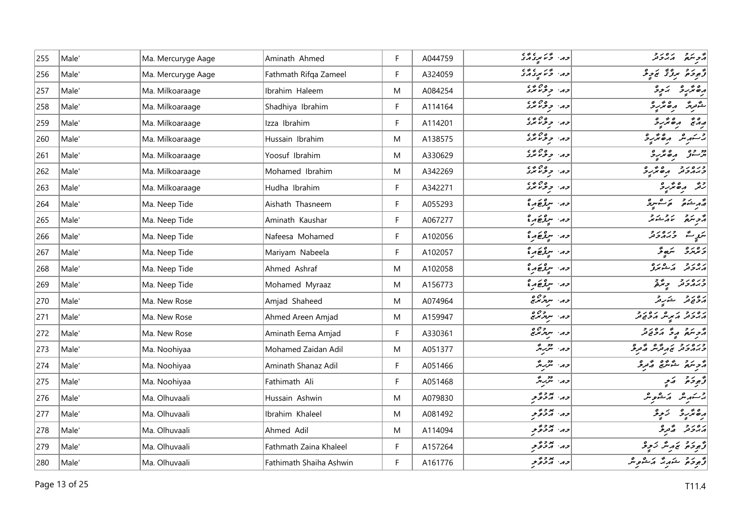| 255 | Male' | Ma. Mercuryge Aage | Aminath Ahmed | F | A044759 | މއ. މާކިއުރީގެއާގެ | އާމިނަތު އަހުމަދު |
|---|---|---|---|---|---|---|---|
| 256 | Male' | Ma. Mercuryge Aage | Fathmath Rifqa Zameel | F | A324059 | މއ. މާކިއުރީގެއާގެ | ފާތިމަތު ރިފްޤާ ޒަމީލް |
| 257 | Male' | Ma. Milkoaraage | Ibrahim Haleem | M | A084254 | މއ. މިލްކޯރާގެ | އިބްރާހީމް ހަލީމް |
| 258 | Male' | Ma. Milkoaraage | Shadhiya Ibrahim | F | A114164 | މއ. މިލްކޯރާގެ | ޝާދިޔާ އިބްރާހީމް |
| 259 | Male' | Ma. Milkoaraage | Izza Ibrahim | F | A114201 | މއ. މިލްކޯރާގެ | އިއްޒާ އިބްރާހީމް |
| 260 | Male' | Ma. Milkoaraage | Hussain Ibrahim | M | A138575 | މއ. މިލްކޯރާގެ | ހުސައިން އިބްރާހީމް |
| 261 | Male' | Ma. Milkoaraage | Yoosuf Ibrahim | M | A330629 | މއ. މިލްކޯރާގެ | ޔޫސުފް އިބްރާހީމް |
| 262 | Male' | Ma. Milkoaraage | Mohamed Ibrahim | M | A342269 | މއ. މިލްކޯރާގެ | މުހައްމަދު އިބްރާހީމް |
| 263 | Male' | Ma. Milkoaraage | Hudha Ibrahim | F | A342271 | މއ. މިލްކޯރާގެ | ހުދާ އިބްރާހީމް |
| 264 | Male' | Ma. Neep Tide | Aishath Thasneem | F | A055293 | މއ. ނީޕްޓައިޑް | އައިޝަތު ތަސްނީމް |
| 265 | Male' | Ma. Neep Tide | Aminath Kaushar | F | A067277 | މއ. ނީޕްޓައިޑް | އާމިނަތު ކައުޝަރު |
| 266 | Male' | Ma. Neep Tide | Nafeesa Mohamed | F | A102056 | މއ. ނީޕްޓައިޑް | ނަފީސާ މުހައްމަދު |
| 267 | Male' | Ma. Neep Tide | Mariyam Nabeela | F | A102057 | މއ. ނީޕްޓައިޑް | މަރިޔަމް ނަބީލާ |
| 268 | Male' | Ma. Neep Tide | Ahmed Ashraf | M | A102058 | މއ. ނީޕްޓައިޑް | އަހުމަދު އަޝްރަފް |
| 269 | Male' | Ma. Neep Tide | Mohamed Myraaz | M | A156773 | މއ. ނީޕްޓައިޑް | މުހައްމަދު މީރާޒް |
| 270 | Male' | Ma. New Rose | Amjad Shaheed | M | A074964 | މއ. ނިއުރޯޒް | އަމްޖަދު ޝަހީދު |
| 271 | Male' | Ma. New Rose | Ahmed Areen Amjad | M | A159947 | މއ. ނިއުރޯޒް | އަހުމަދު އަރީން އަމްޖަދު |
| 272 | Male' | Ma. New Rose | Aminath Eema Amjad | F | A330361 | މއ. ނިއުރޯޒް | އާމިނަތު އީމާ އަމްޖަދު |
| 273 | Male' | Ma. Noohiyaa | Mohamed Zaidan Adil | M | A051377 | މއ. ނޫހިޔާ | މުހައްމަދު ޒައިދާން އާދިލް |
| 274 | Male' | Ma. Noohiyaa | Aminath Shanaz Adil | F | A051466 | މއ. ނޫހިޔާ | އާމިނަތު ޝާނާޒް އާދިލް |
| 275 | Male' | Ma. Noohiyaa | Fathimath Ali | F | A051468 | މއ. ނޫހިޔާ | ފާތިމަތު އަލި |
| 276 | Male' | Ma. Olhuvaali | Hussain Ashwin | M | A079830 | މއ. އޮޅުވާލި | ހުސައިން އަޝްވިން |
| 277 | Male' | Ma. Olhuvaali | Ibrahim Khaleel | M | A081492 | މއ. އޮޅުވާލި | އިބްރާހީމް ޚަލީލް |
| 278 | Male' | Ma. Olhuvaali | Ahmed Adil | M | A114094 | މއ. އޮޅުވާލި | އަހުމަދު އާދިލް |
| 279 | Male' | Ma. Olhuvaali | Fathmath Zaina Khaleel | F | A157264 | މއ. އޮޅުވާލި | ފާތިމަތު ޒައިނާ ޚަލީލް |
| 280 | Male' | Ma. Olhuvaali | Fathimath Shaiha Ashwin | F | A161776 | މއ. އޮޅުވާލި | ފާތިމަތު ޝައިހާ އަޝްވިން |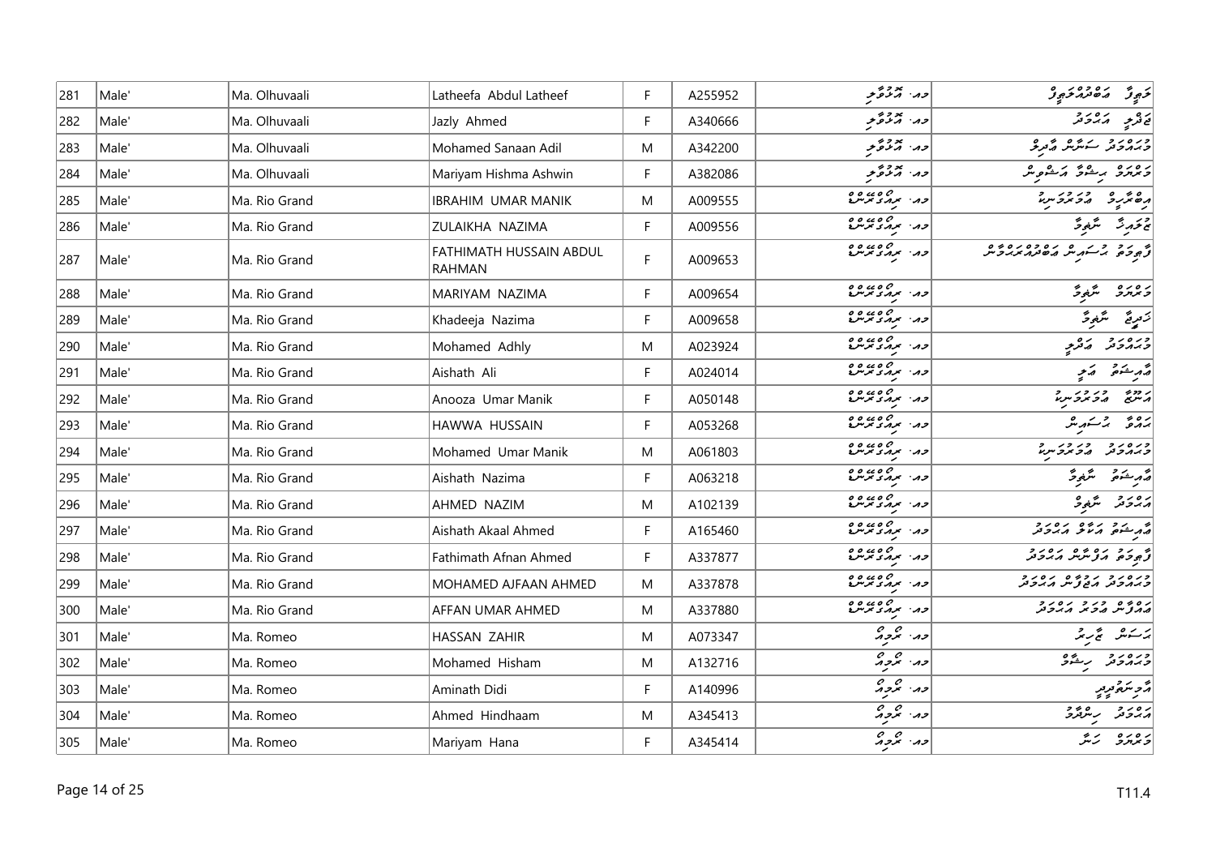| 281 | Male' | Ma. Olhuvaali | Latheefa Abdul Latheef | F | A255952 | މއ. އޮޅުވާލި | ލަތީފާ އަބްދުލްލަތީފް |
|---|---|---|---|---|---|---|---|
| 282 | Male' | Ma. Olhuvaali | Jazly Ahmed | F | A340666 | މއ. އޮޅުވާލި | ޖަޒްލީ އަހުމަދު |
| 283 | Male' | Ma. Olhuvaali | Mohamed Sanaan Adil | M | A342200 | މއ. އޮޅުވާލި | މުހައްމަދު ސަނާން އާދިލް |
| 284 | Male' | Ma. Olhuvaali | Mariyam Hishma Ashwin | F | A382086 | މއ. އޮޅުވާލި | މަރިޔަމް ހިޝްމާ އަޝްވިން |
| 285 | Male' | Ma. Rio Grand | IBRAHIM UMAR MANIK | M | A009555 | މއ. ރިއޯގްރޭންޑް | އިބްރާހީމް އުމަރުމަނިކު |
| 286 | Male' | Ma. Rio Grand | ZULAIKHA NAZIMA | F | A009556 | މއ. ރިއޯގްރޭންޑް | ޒުލައިޚާ ނާޒިމާ |
| 287 | Male' | Ma. Rio Grand | FATHIMATH HUSSAIN ABDUL RAHMAN | F | A009653 | މއ. ރިއޯގްރޭންޑް | ފާތިމަތު ހުސައިން އަބްދުއްރަޙްމާން |
| 288 | Male' | Ma. Rio Grand | MARIYAM NAZIMA | F | A009654 | މއ. ރިއޯގްރޭންޑް | މަރިޔަމް ނާޒިމާ |
| 289 | Male' | Ma. Rio Grand | Khadeeja Nazima | F | A009658 | މއ. ރިއޯގްރޭންޑް | ޚަދީޖާ ނާޒިމާ |
| 290 | Male' | Ma. Rio Grand | Mohamed Adhly | M | A023924 | މއ. ރިއޯގްރޭންޑް | މުހައްމަދު އަދްލީ |
| 291 | Male' | Ma. Rio Grand | Aishath Ali | F | A024014 | މއ. ރިއޯގްރޭންޑް | އައިށަތު އަލި |
| 292 | Male' | Ma. Rio Grand | Anooza Umar Manik | F | A050148 | މއ. ރިއޯގްރޭންޑް | އަނޫޒާ އުމަރުމަނިކު |
| 293 | Male' | Ma. Rio Grand | HAWWA HUSSAIN | F | A053268 | މއ. ރިއޯގްރޭންޑް | ހައްވާ ހުސައިން |
| 294 | Male' | Ma. Rio Grand | Mohamed Umar Manik | M | A061803 | މއ. ރިއޯގްރޭންޑް | މުހައްމަދު އުމަރުމަނިކު |
| 295 | Male' | Ma. Rio Grand | Aishath Nazima | F | A063218 | މއ. ރިއޯގްރޭންޑް | އައިށަތު ނާޒިމާ |
| 296 | Male' | Ma. Rio Grand | AHMED NAZIM | M | A102139 | މއ. ރިއޯގްރޭންޑް | އަހުމަދު ނާޒިމް |
| 297 | Male' | Ma. Rio Grand | Aishath Akaal Ahmed | F | A165460 | މއ. ރިއޯގްރޭންޑް | އައިށަތު އަކާލް އަހުމަދު |
| 298 | Male' | Ma. Rio Grand | Fathimath Afnan Ahmed | F | A337877 | މއ. ރިއޯގްރޭންޑް | ފާތިމަތު އަފްނާން އަހުމަދު |
| 299 | Male' | Ma. Rio Grand | MOHAMED AJFAAN AHMED | M | A337878 | މއ. ރިއޯގްރޭންޑް | މުހައްމަދު އަޖްފާން އަހުމަދު |
| 300 | Male' | Ma. Rio Grand | AFFAN UMAR AHMED | M | A337880 | މއ. ރިއޯގްރޭންޑް | އައްފާން އުމަރު އަހުމަދު |
| 301 | Male' | Ma. Romeo | HASSAN ZAHIR | M | A073347 | މއ. ރޯމިއޯ | ހަސަން ޒާހިރު |
| 302 | Male' | Ma. Romeo | Mohamed Hisham | M | A132716 | މއ. ރޯމިއޯ | މުހައްމަދު ހިޝާމް |
| 303 | Male' | Ma. Romeo | Aminath Didi | F | A140996 | މއ. ރޯމިއޯ | އާމިނަތުދީދީ |
| 304 | Male' | Ma. Romeo | Ahmed Hindhaam | M | A345413 | މއ. ރޯމިއޯ | އަހުމަދު ހިންދާމް |
| 305 | Male' | Ma. Romeo | Mariyam Hana | F | A345414 | މއ. ރޯމިއޯ | މަރިޔަމް ހަނާ |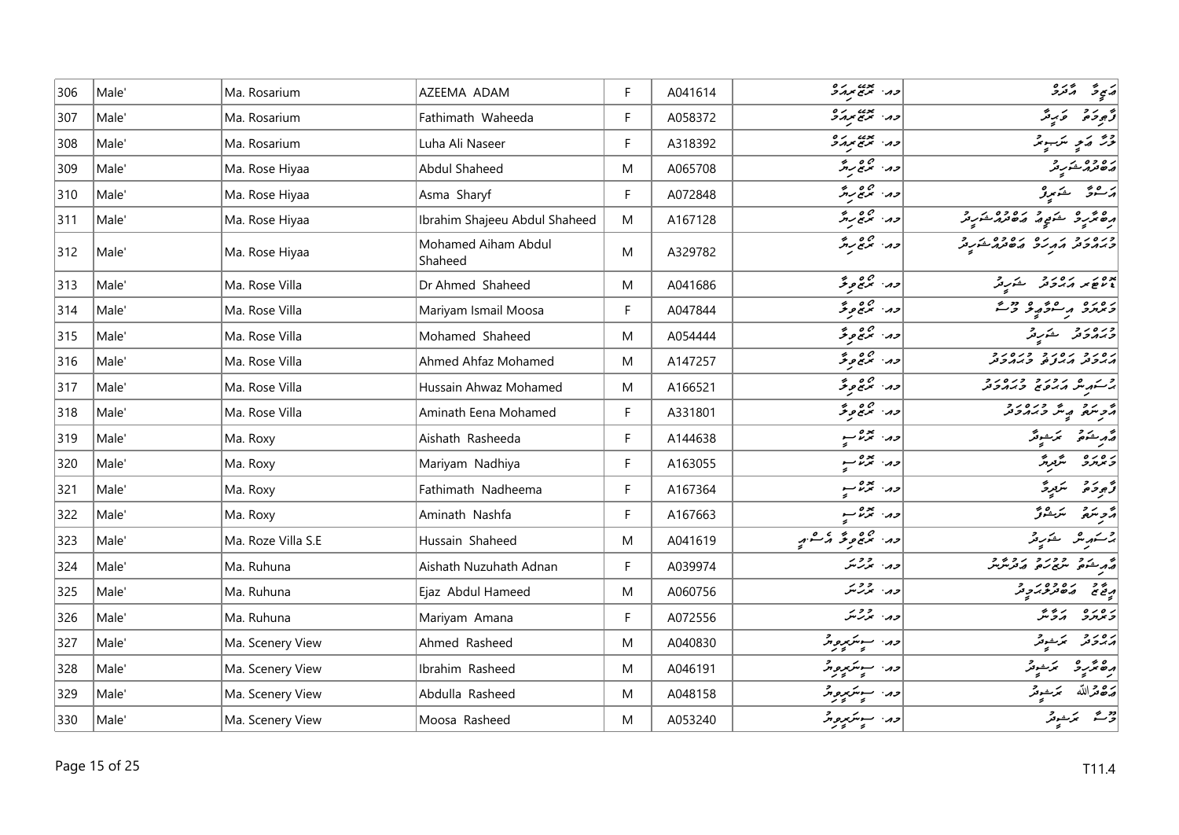| 306 | Male' | Ma. Rosarium | AZEEMA ADAM | F | A041614 | މއ. ރޯޒަރިއަމް | އަޒީމާ އާދަމް |
|---|---|---|---|---|---|---|---|
| 307 | Male' | Ma. Rosarium | Fathimath Waheeda | F | A058372 | މއ. ރޯޒަރިއަމް | ފާތިމަތު ވަޙީދާ |
| 308 | Male' | Ma. Rosarium | Luha Ali Naseer | F | A318392 | މއ. ރޯޒަރިއަމް | ލުހާ އަލި ނަސީރު |
| 309 | Male' | Ma. Rose Hiyaa | Abdul Shaheed | M | A065708 | މއ. ރޯޒްހިޔާ | އަބްދުއްޝަހީދު |
| 310 | Male' | Ma. Rose Hiyaa | Asma Sharyf | F | A072848 | މއ. ރޯޒްހިޔާ | އަސްމާ ޝަރީފު |
| 311 | Male' | Ma. Rose Hiyaa | Ibrahim Shajeeu Abdul Shaheed | M | A167128 | މއ. ރޯޒްހިޔާ | އިބްރާހީމް ޝަޖީޢު އަބްދުއްޝަހީދު |
| 312 | Male' | Ma. Rose Hiyaa | Mohamed Aiham Abdul Shaheed | M | A329782 | މއ. ރޯޒްހިޔާ | މުޙައްމަދު އައިހަމް އަބްދުއްޝަހީދު |
| 313 | Male' | Ma. Rose Villa | Dr Ahmed Shaheed | M | A041686 | މއ. ރޯޒްވިލާ | ޑޮކްޓަރ އަޙްމަދު ޝަހީދު |
| 314 | Male' | Ma. Rose Villa | Mariyam Ismail Moosa | F | A047844 | މއ. ރޯޒްވިލާ | މަރިޔަމް އިސްމާޢީލް މޫސާ |
| 315 | Male' | Ma. Rose Villa | Mohamed Shaheed | M | A054444 | މއ. ރޯޒްވިލާ | މުޙައްމަދު ޝަހީދު |
| 316 | Male' | Ma. Rose Villa | Ahmed Ahfaz Mohamed | M | A147257 | މއ. ރޯޒްވިލާ | އަޙްމަދު އަޙްފާޒް މުޙައްމަދު |
| 317 | Male' | Ma. Rose Villa | Hussain Ahwaz Mohamed | M | A166521 | މއ. ރޯޒްވިލާ | ހުސައިން އަހްވާޒް މުޙައްމަދު |
| 318 | Male' | Ma. Rose Villa | Aminath Eena Mohamed | F | A331801 | މއ. ރޯޒްވިލާ | އާމިނަތު އީނާ މުޙައްމަދު |
| 319 | Male' | Ma. Roxy | Aishath Rasheeda | F | A144638 | މއ. ރޮކްސީ | އާއިޝަތު ރަޝީދާ |
| 320 | Male' | Ma. Roxy | Mariyam Nadhiya | F | A163055 | މއ. ރޮކްސީ | މަރިޔަމް ނާދިޔާ |
| 321 | Male' | Ma. Roxy | Fathimath Nadheema | F | A167364 | މއ. ރޮކްސީ | ފާތިމަތު ނަދީމާ |
| 322 | Male' | Ma. Roxy | Aminath Nashfa | F | A167663 | މއ. ރޮކްސީ | އާމިނަތު ނަޝްފާ |
| 323 | Male' | Ma. Roze Villa S.E | Hussain Shaheed | M | A041619 | މއ. ރޯޒްވިލާ އެސްއީ | ހުސައިން ޝަހީދު |
| 324 | Male' | Ma. Ruhuna | Aishath Nuzuhath Adnan | F | A039974 | މއ. ރުހުނަ | އާއިޝަތު ނުޒުހަތު އަދުނާން |
| 325 | Male' | Ma. Ruhuna | Ejaz Abdul Hameed | M | A060756 | މއ. ރުހުނަ | އިޖާޒު އަބްދުލްހަމީދު |
| 326 | Male' | Ma. Ruhuna | Mariyam Amana | F | A072556 | މއ. ރުހުނަ | މަރިޔަމް އަމާނާ |
| 327 | Male' | Ma. Scenery View | Ahmed Rasheed | M | A040830 | މއ. ސީނަރީވިއު | އަޙްމަދު ރަޝީދު |
| 328 | Male' | Ma. Scenery View | Ibrahim Rasheed | M | A046191 | މއ. ސީނަރީވިއު | އިބްރާހީމް ރަޝީދު |
| 329 | Male' | Ma. Scenery View | Abdulla Rasheed | M | A048158 | މއ. ސީނަރީވިއު | އަބްދުﷲ ރަޝީދު |
| 330 | Male' | Ma. Scenery View | Moosa Rasheed | M | A053240 | މއ. ސީނަރީވިއު | މޫސާ ރަޝީދު |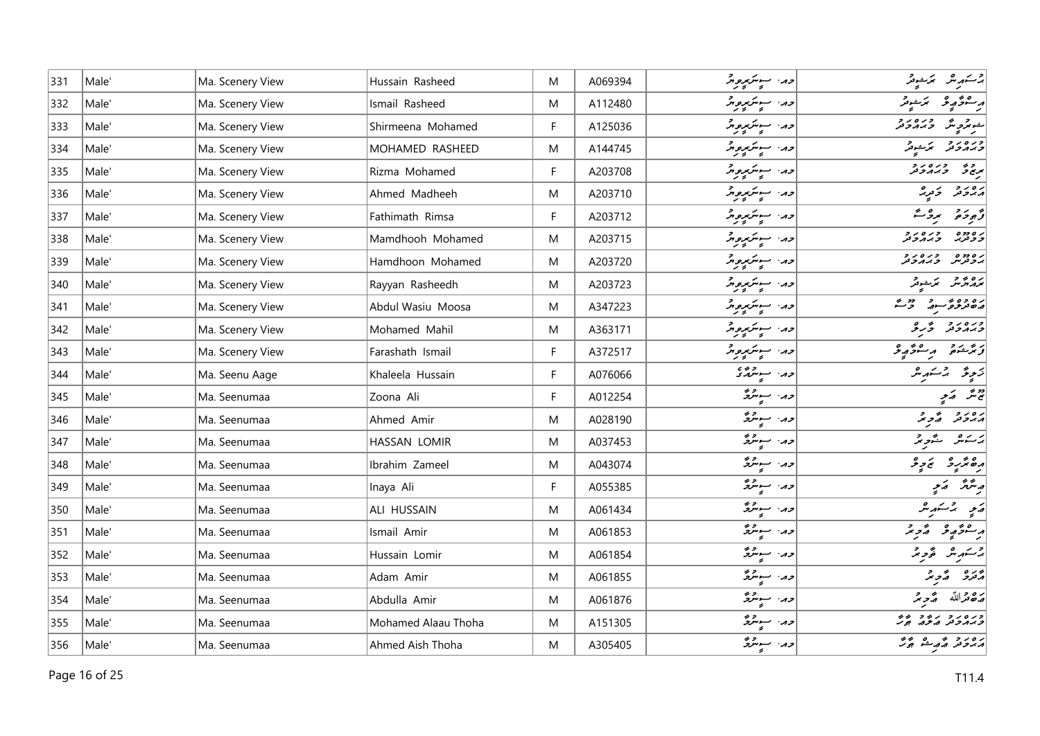| 331 | Male' | Ma. Scenery View | Hussain Rasheed | M | A069394 | މއ. ސީނަރީވިއު | ހުސައިން ރަޝީދު |
|---|---|---|---|---|---|---|---|
| 332 | Male' | Ma. Scenery View | Ismail Rasheed | M | A112480 | މއ. ސީނަރީވިއު | އިސްމާއީލް ރަޝީދު |
| 333 | Male' | Ma. Scenery View | Shirmeena Mohamed | F | A125036 | މއ. ސީނަރީވިއު | ޝިރުމީނާ މުހައްމަދު |
| 334 | Male' | Ma. Scenery View | MOHAMED RASHEED | M | A144745 | މއ. ސީނަރީވިއު | މުހައްމަދު ރަޝީދު |
| 335 | Male' | Ma. Scenery View | Rizma Mohamed | F | A203708 | މއ. ސީނަރީވިއު | ރިޒްމާ މުހައްމަދު |
| 336 | Male' | Ma. Scenery View | Ahmed Madheeh | M | A203710 | މއ. ސީނަރީވިއު | އަހުމަދު މަދީހް |
| 337 | Male' | Ma. Scenery View | Fathimath Rimsa | F | A203712 | މއ. ސީނަރީވިއު | ފާތިމަތު ރިމްސާ |
| 338 | Male' | Ma. Scenery View | Mamdhooh Mohamed | M | A203715 | މއ. ސީނަރީވިއު | މަމްދޫހު މުހައްމަދު |
| 339 | Male' | Ma. Scenery View | Hamdhoon Mohamed | M | A203720 | މއ. ސީނަރީވިއު | ހަމްދޫން މުހައްމަދު |
| 340 | Male' | Ma. Scenery View | Rayyan Rasheedh | M | A203723 | މއ. ސީނަރީވިއު | ރައްޔާން ރަޝީދު |
| 341 | Male' | Ma. Scenery View | Abdul Wasiu Moosa | M | A347223 | މއ. ސީނަރީވިއު | އަބްދުލްވާސިޢު މޫސާ |
| 342 | Male' | Ma. Scenery View | Mohamed Mahil | M | A363171 | މއ. ސީނަރީވިއު | މުހައްމަދު މާހިލް |
| 343 | Male' | Ma. Scenery View | Farashath Ismail | F | A372517 | މއ. ސީނަރީވިއު | ފަރާޝަތު އިސްމާއީލް |
| 344 | Male' | Ma. Seenu Aage | Khaleela Hussain | F | A076066 | މއ. ސީނުއާގެ | ޚަލީލާ ހުސައިން |
| 345 | Male' | Ma. Seenumaa | Zoona Ali | F | A012254 | މއ. ސީނުމާ | ޒޫނާ އަލި |
| 346 | Male' | Ma. Seenumaa | Ahmed Amir | M | A028190 | މއ. ސީނުމާ | އަހުމަދު އާމިރު |
| 347 | Male' | Ma. Seenumaa | HASSAN LOMIR | M | A037453 | މއ. ސީނުމާ | ހަސަން ލޯމިރު |
| 348 | Male' | Ma. Seenumaa | Ibrahim Zameel | M | A043074 | މއ. ސީނުމާ | އިބްރާހިމް ޒަމީލް |
| 349 | Male' | Ma. Seenumaa | Inaya Ali | F | A055385 | މއ. ސީނުމާ | އިނާޔާ އަލި |
| 350 | Male' | Ma. Seenumaa | ALI HUSSAIN | M | A061434 | މއ. ސީނުމާ | އަލި ހުސައިން |
| 351 | Male' | Ma. Seenumaa | Ismail Amir | M | A061853 | މއ. ސީނުމާ | އިސްމާއީލް އާމިރު |
| 352 | Male' | Ma. Seenumaa | Hussain Lomir | M | A061854 | މއ. ސީނުމާ | ހުސައިން ލޯމިރު |
| 353 | Male' | Ma. Seenumaa | Adam Amir | M | A061855 | މއ. ސީނުމާ | އާދަމް އާމިރު |
| 354 | Male' | Ma. Seenumaa | Abdulla Amir | M | A061876 | މއ. ސީނުމާ | އަބްދުﷲ އާމިރު |
| 355 | Male' | Ma. Seenumaa | Mohamed Alaau Thoha | M | A151305 | މއ. ސީނުމާ | މުހައްމަދު އަލާއު ޠާހާ |
| 356 | Male' | Ma. Seenumaa | Ahmed Aish Thoha | M | A305405 | މއ. ސީނުމާ | އަހުމަދު އާއިޝް ޠާހާ |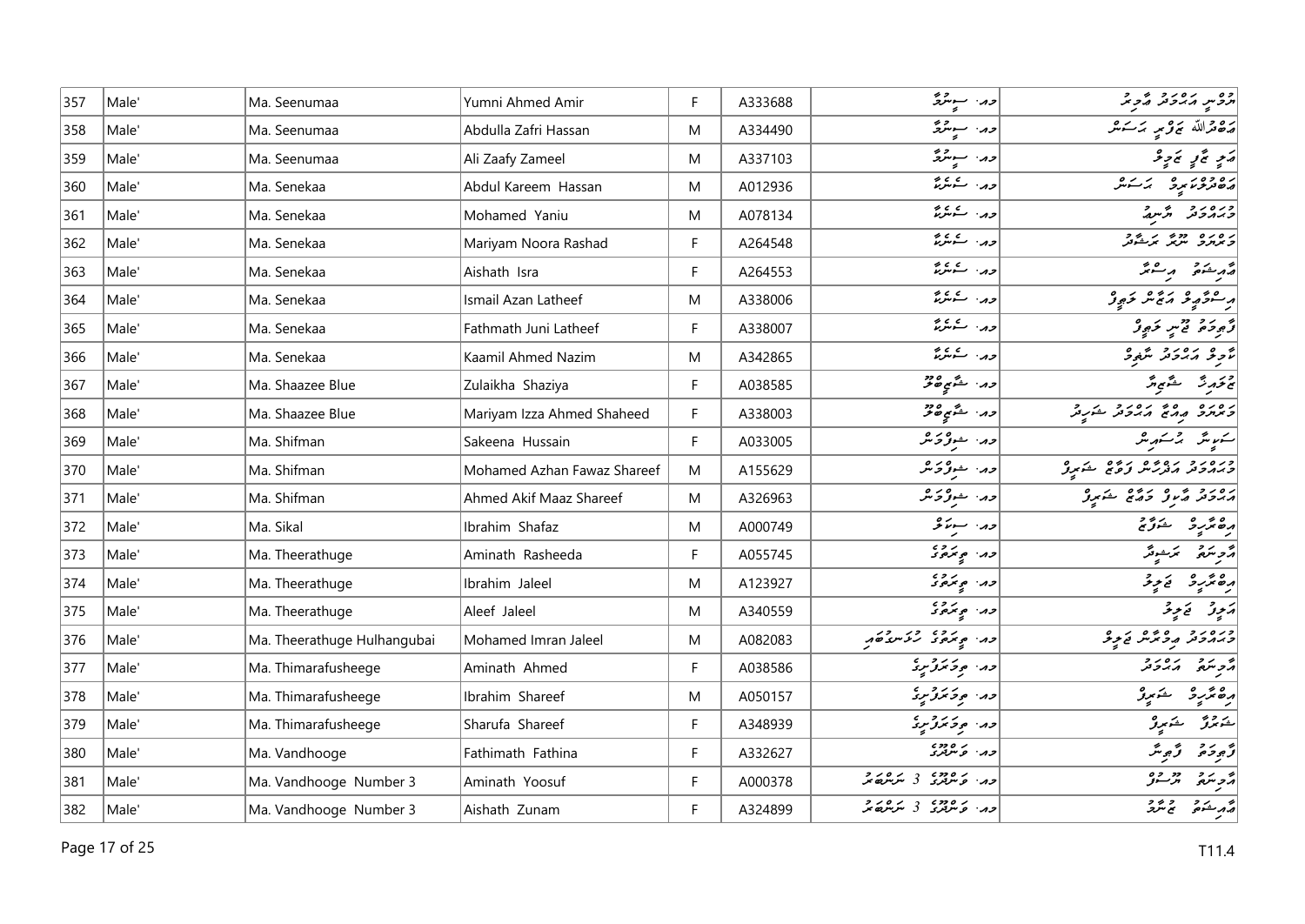| 357 | Male' | Ma. Seenumaa | Yumni Ahmed Amir | F | A333688 | މއ. ސީނުމާ | ޔުމްނީ އަޙްމަދު އާމިރު |
|---|---|---|---|---|---|---|---|
| 358 | Male' | Ma. Seenumaa | Abdulla Zafri Hassan | M | A334490 | މއ. ސީނުމާ | އަބްދުﷲ ޒަފްރީ ޙަސަން |
| 359 | Male' | Ma. Seenumaa | Ali Zaafy Zameel | M | A337103 | މއ. ސީނުމާ | އަލީ ޒާފީ ޒަމީލް |
| 360 | Male' | Ma. Senekaa | Abdul Kareem Hassan | M | A012936 | މއ. ސެނެކާ | އަބްދުލްކަރީމް ޙަސަން |
| 361 | Male' | Ma. Senekaa | Mohamed Yaniu | M | A078134 | މއ. ސެނެކާ | މުޙައްމަދު ޔާނިއު |
| 362 | Male' | Ma. Senekaa | Mariyam Noora Rashad | F | A264548 | މއ. ސެނެކާ | މަރިޔަމް ނޫރާ ރަޝާދު |
| 363 | Male' | Ma. Senekaa | Aishath Isra | F | A264553 | މއ. ސެނެކާ | އާއިޝަތު އިސްރާ |
| 364 | Male' | Ma. Senekaa | Ismail Azan Latheef | M | A338006 | މއ. ސެނެކާ | އިސްމާއިލް އަޛާން ލަޠީފް |
| 365 | Male' | Ma. Senekaa | Fathmath Juni Latheef | F | A338007 | މއ. ސެނެކާ | ފާތިމަތު ޖޫނީ ލަޠީފް |
| 366 | Male' | Ma. Senekaa | Kaamil Ahmed Nazim | M | A342865 | މއ. ސެނެކާ | ކާމިލް އަޙްމަދު ނާޒިމް |
| 367 | Male' | Ma. Shaazee Blue | Zulaikha Shaziya | F | A038585 | މއ. ޝާޒީބްލޫ | ޒުލައިޚާ ޝާޒިޔާ |
| 368 | Male' | Ma. Shaazee Blue | Mariyam Izza Ahmed Shaheed | F | A338003 | މއ. ޝާޒީބްލޫ | މަރިޔަމް އިއްޒާ އަޙްމަދު ޝަހީދު |
| 369 | Male' | Ma. Shifman | Sakeena Hussain | F | A033005 | މއ. ޝިފްމަން | ސަކީނާ ޙުސައިން |
| 370 | Male' | Ma. Shifman | Mohamed Azhan Fawaz Shareef | M | A155629 | މއ. ޝިފްމަން | މުޙައްމަދު އަޒްހާން ފަވާޒް ޝަރީފް |
| 371 | Male' | Ma. Shifman | Ahmed Akif Maaz Shareef | M | A326963 | މއ. ޝިފްމަން | އަޙްމަދު އާކިފް މައާޒް ޝަރީފް |
| 372 | Male' | Ma. Sikal | Ibrahim Shafaz | M | A000749 | މއ. ސިކަލް | އިބްރާހީމް ޝަފާޒް |
| 373 | Male' | Ma. Theerathuge | Aminath Rasheeda | F | A055745 | މއ. ތީރަތުގެ | އާމިނަތު ރަޝީދާ |
| 374 | Male' | Ma. Theerathuge | Ibrahim Jaleel | M | A123927 | މއ. ތީރަތުގެ | އިބްރާހީމް ޖަލީލް |
| 375 | Male' | Ma. Theerathuge | Aleef Jaleel | M | A340559 | މއ. ތީރަތުގެ | އަލީފް ޖަލީލް |
| 376 | Male' | Ma. Theerathuge Hulhangubai | Mohamed Imran Jaleel | M | A082083 | މއ. ތީރަތުގެ ހުޅަނގުބައި | މުޙައްމަދު އިމްރާން ޖަލީލް |
| 377 | Male' | Ma. Thimarafusheege | Aminath Ahmed | F | A038586 | މއ. ތިމަރަފުށީގެ | އާމިނަތު އަޙްމަދު |
| 378 | Male' | Ma. Thimarafusheege | Ibrahim Shareef | M | A050157 | މއ. ތިމަރަފުށީގެ | އިބްރާހީމް ޝަރީފް |
| 379 | Male' | Ma. Thimarafusheege | Sharufa Shareef | F | A348939 | މއ. ތިމަރަފުށީގެ | ޝަރުފާ ޝަރީފް |
| 380 | Male' | Ma. Vandhooge | Fathimath Fathina | F | A332627 | މއ. ވަންދޫގެ | ފާތިމަތު ފާތިނާ |
| 381 | Male' | Ma. Vandhooge Number 3 | Aminath Yoosuf | F | A000378 | މއ. ވަންދޫގެ 3 ނަންބަރު | އާމިނަތު ޔޫސުފް |
| 382 | Male' | Ma. Vandhooge Number 3 | Aishath Zunam | F | A324899 | މއ. ވަންދޫގެ 3 ނަންބަރު | އާއިޝަތު ޒުނާމް |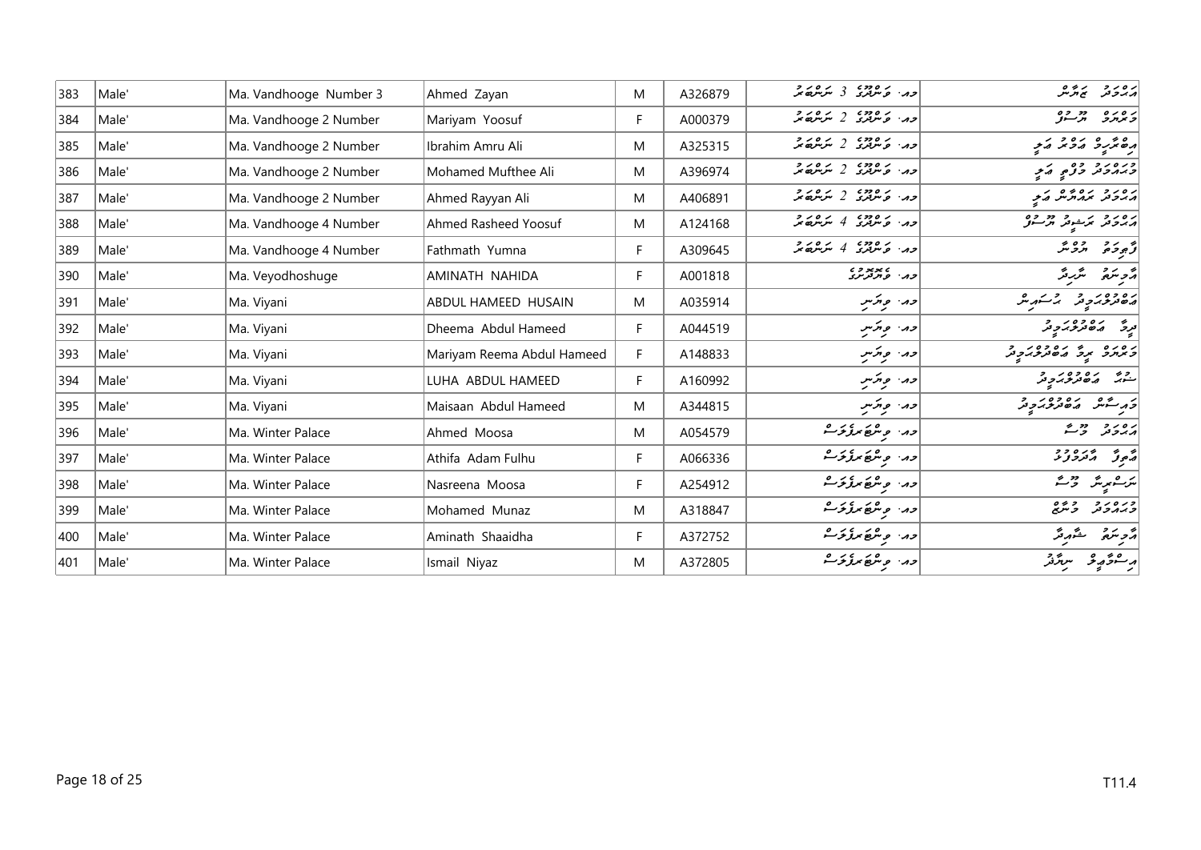| 383 | Male' | Ma. Vandhooge Number 3 | Ahmed Zayan | M | A326879 | މއ. ވަންދޫގެ 3 ނަންބަރު | އަޙްމަދު ޒަޔާން |
|---|---|---|---|---|---|---|---|
| 384 | Male' | Ma. Vandhooge 2 Number | Mariyam Yoosuf | F | A000379 | މއ. ވަންދޫގެ 2 ނަންބަރު | މަރިޔަމް ޔޫސުފް |
| 385 | Male' | Ma. Vandhooge 2 Number | Ibrahim Amru Ali | M | A325315 | މއ. ވަންދޫގެ 2 ނަންބަރު | އިބްރާހީމް އަމްރު ޢަލީ |
| 386 | Male' | Ma. Vandhooge 2 Number | Mohamed Mufthee Ali | M | A396974 | މއ. ވަންދޫގެ 2 ނަންބަރު | މުޙައްމަދު މުފްތީ ޢަލީ |
| 387 | Male' | Ma. Vandhooge 2 Number | Ahmed Rayyan Ali | M | A406891 | މއ. ވަންދޫގެ 2 ނަންބަރު | އަޙްމަދު ރައްޔާން ޢަލީ |
| 388 | Male' | Ma. Vandhooge 4 Number | Ahmed Rasheed Yoosuf | M | A124168 | މއ. ވަންދޫގެ 4 ނަންބަރު | އަޙްމަދު ރަޝީދު ޔޫސުފް |
| 389 | Male' | Ma. Vandhooge 4 Number | Fathmath Yumna | F | A309645 | މއ. ވަންދޫގެ 4 ނަންބަރު | ފާތިމަތު ޔުމްނާ |
| 390 | Male' | Ma. Veyodhoshuge | AMINATH NAHIDA | F | A001818 | މއ. ވެޔޮދޮށުގެ | އާމިނަތު ނާހިދާ |
| 391 | Male' | Ma. Viyani | ABDUL HAMEED HUSAIN | M | A035914 | މއ. ވިޔަނި | އަބްދުލްޙަމީދު ހުސައިން |
| 392 | Male' | Ma. Viyani | Dheema Abdul Hameed | F | A044519 | މއ. ވިޔަނި | ދީމާ އަބްދުލްޙަމީދު |
| 393 | Male' | Ma. Viyani | Mariyam Reema Abdul Hameed | F | A148833 | މއ. ވިޔަނި | މަރިޔަމް ރީމާ އަބްދުލްޙަމީދު |
| 394 | Male' | Ma. Viyani | LUHA ABDUL HAMEED | F | A160992 | މއ. ވިޔަނި | ލުހާ އަބްދުލްޙަމީދު |
| 395 | Male' | Ma. Viyani | Maisaan Abdul Hameed | M | A344815 | މއ. ވިޔަނި | މައިސާން އަބްދުލްޙަމީދު |
| 396 | Male' | Ma. Winter Palace | Ahmed Moosa | M | A054579 | މއ. ވިންޓަރޕެލަސް | އަޙްމަދު މޫސާ |
| 397 | Male' | Ma. Winter Palace | Athifa Adam Fulhu | F | A066336 | މއ. ވިންޓަރޕެލަސް | އާތިފާ އާދަމްފުޅު |
| 398 | Male' | Ma. Winter Palace | Nasreena Moosa | F | A254912 | މއ. ވިންޓަރޕެލަސް | ނަސްރީނާ މޫސާ |
| 399 | Male' | Ma. Winter Palace | Mohamed Munaz | M | A318847 | މއ. ވިންޓަރޕެލަސް | މުޙައްމަދު މުނާޒު |
| 400 | Male' | Ma. Winter Palace | Aminath Shaaidha | F | A372752 | މއ. ވިންޓަރޕެލަސް | އާމިނަތު ޝާއިދާ |
| 401 | Male' | Ma. Winter Palace | Ismail Niyaz | M | A372805 | މއ. ވިންޓަރޕެލަސް | އިސްމާޢީލް ނިޔާޒު |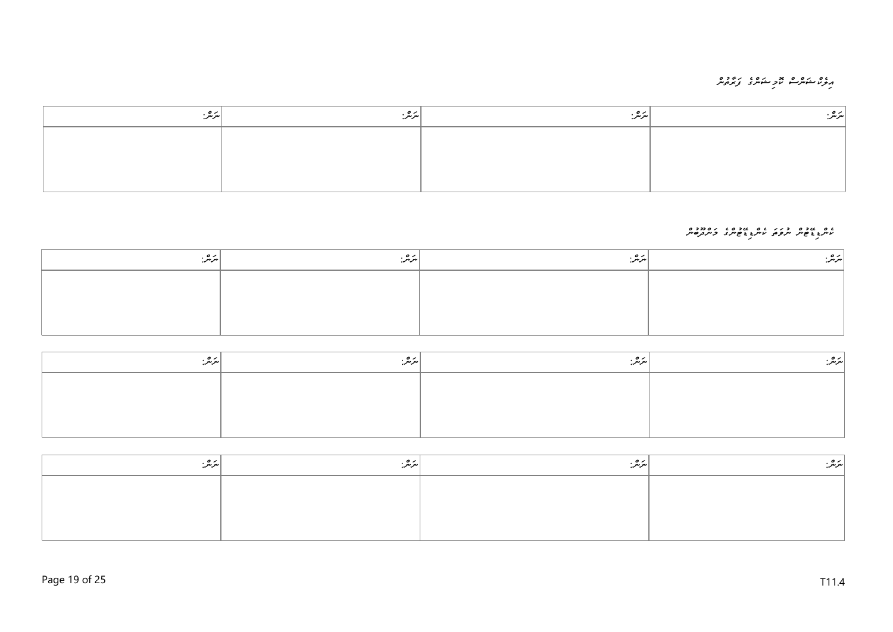# ދިވެހިބަސް ކޮމިޝަނުގެ ފޯމުތައް

| ނަންބަރު: | ނަންބަރު: | ނަންބަރު: | ނަންބަރު: |
|---|---|---|---|
| | | | |

## ބާރުގެ ދާއިރާ ބަދަލުވެފައިވާ ޖަމާއަތްތައް

| ނަންބަރު: | ނަންބަރު: | ނަންބަރު: | ނަންބަރު: |
|---|---|---|---|
| | | | |

| ނަންބަރު: | ނަންބަރު: | ނަންބަރު: | ނަންބަރު: |
|---|---|---|---|
| | | | |

| ނަންބަރު: | ނަންބަރު: | ނަންބަރު: | ނަންބަރު: |
|---|---|---|---|
| | | | |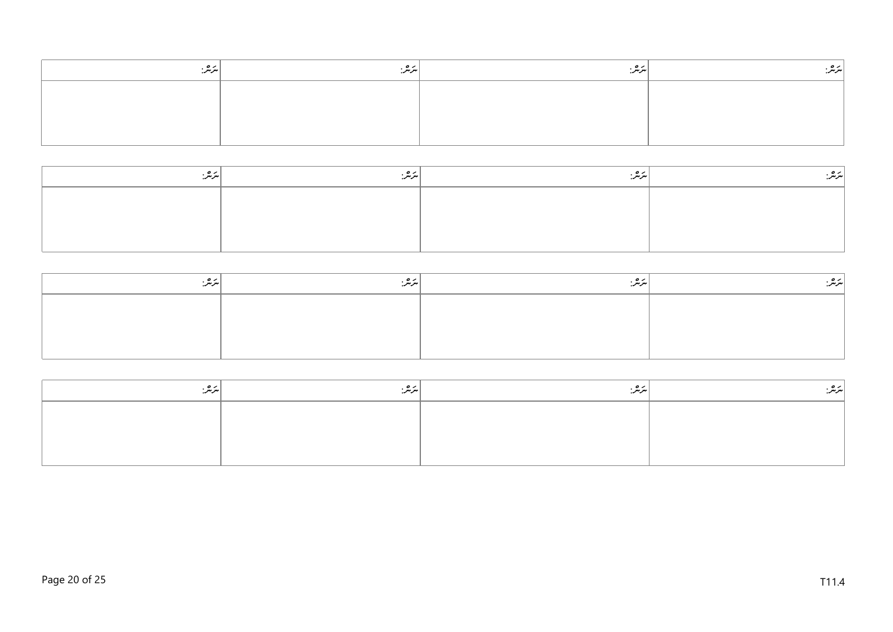| ނަރުދާ: | ނަރުދާ: | ނަރުދާ: | ނަރުދާ: |
| --- | --- | --- | --- |
| | | | |

| ނަރުދާ: | ނަރުދާ: | ނަރުދާ: | ނަރުދާ: |
| --- | --- | --- | --- |
| | | | |

| ނަރުދާ: | ނަރުދާ: | ނަރުދާ: | ނަރުދާ: |
| --- | --- | --- | --- |
| | | | |

| ނަރުދާ: | ނަރުދާ: | ނަރުދާ: | ނަރުދާ: |
| --- | --- | --- | --- |
| | | | |

T11.4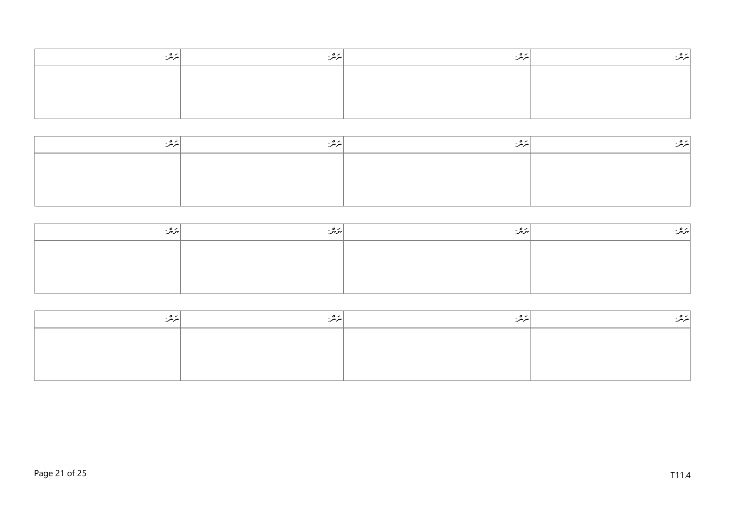| ނަރަށް: | ނަރަށް: | ނަރަށް: | ނަރަށް: |
|---|---|---|---|
| | | | |

| ނަރަށް: | ނަރަށް: | ނަރަށް: | ނަރަށް: |
|---|---|---|---|
| | | | |

| ނަރަށް: | ނަރަށް: | ނަރަށް: | ނަރަށް: |
|---|---|---|---|
| | | | |

| ނަރަށް: | ނަރަށް: | ނަރަށް: | ނަރަށް: |
|---|---|---|---|
| | | | |

T11.4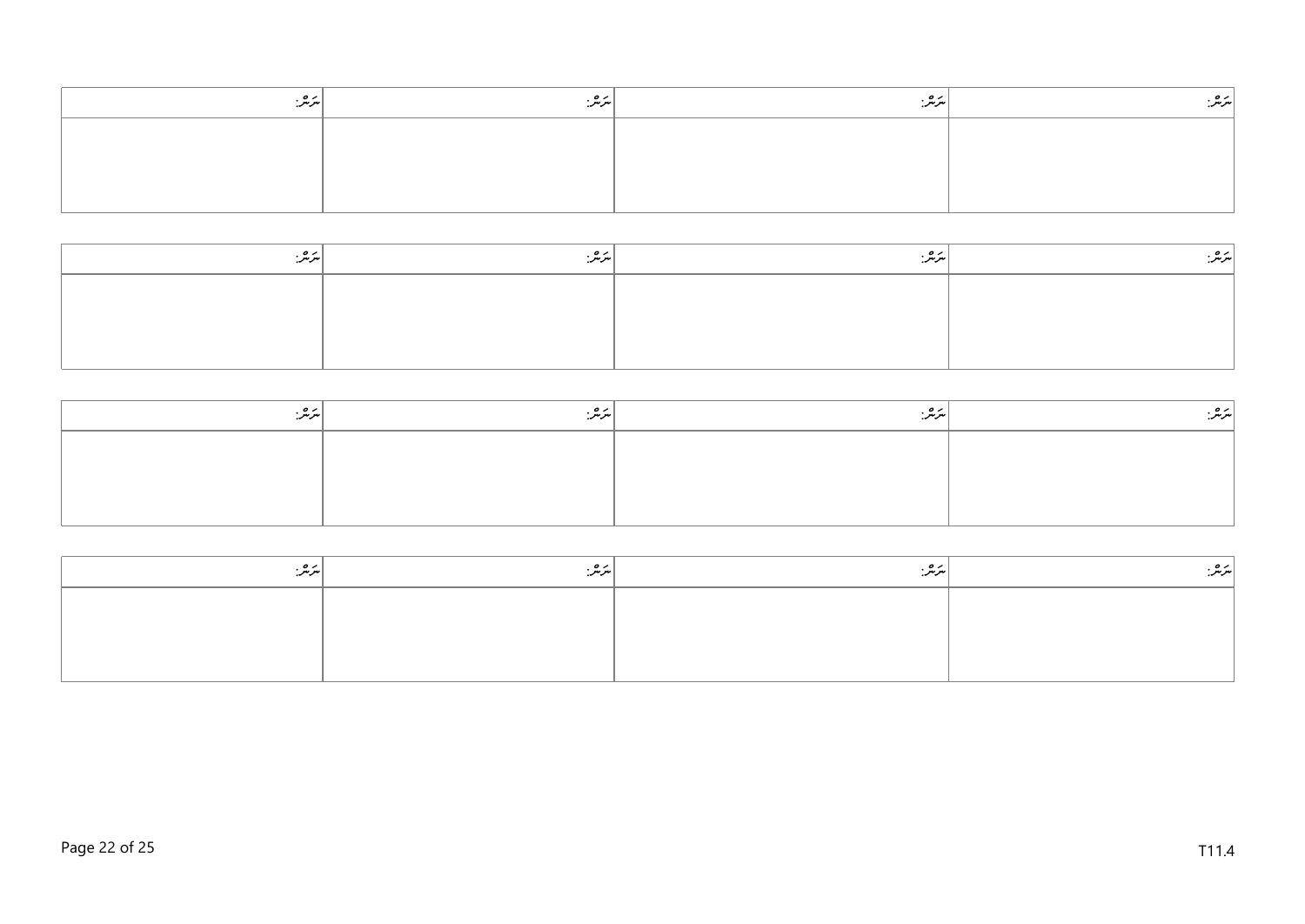| ނަރުދ: | ނަރުދ: | ނަރުދ: | ނަރުދ: |
| --- | --- | --- | --- |
| | | | |

| ނަރުދ: | ނަރުދ: | ނަރުދ: | ނަރުދ: |
| --- | --- | --- | --- |
| | | | |

| ނަރުދ: | ނަރުދ: | ނަރުދ: | ނަރުދ: |
| --- | --- | --- | --- |
| | | | |

| ނަރުދ: | ނަރުދ: | ނަރުދ: | ނަރުދ: |
| --- | --- | --- | --- |
| | | | |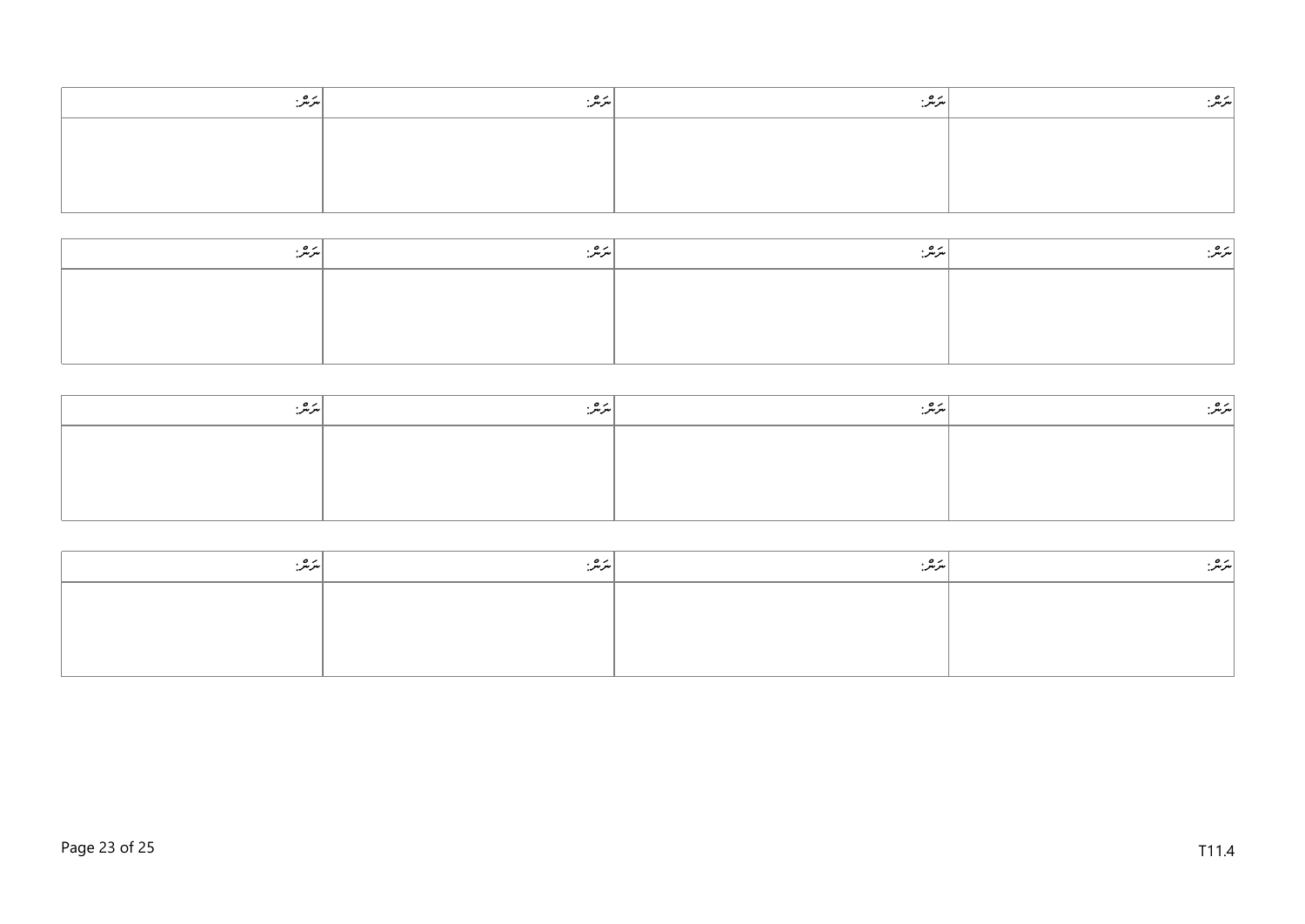| ނަންބަރު: | ނަންބަރު: | ނަންބަރު: | ނަންބަރު: |
|---|---|---|---|
| | | | |

| ނަންބަރު: | ނަންބަރު: | ނަންބަރު: | ނަންބަރު: |
|---|---|---|---|
| | | | |

| ނަންބަރު: | ނަންބަރު: | ނަންބަރު: | ނަންބަރު: |
|---|---|---|---|
| | | | |

| ނަންބަރު: | ނަންބަރު: | ނަންބަރު: | ނަންބަރު: |
|---|---|---|---|
| | | | |

T11.4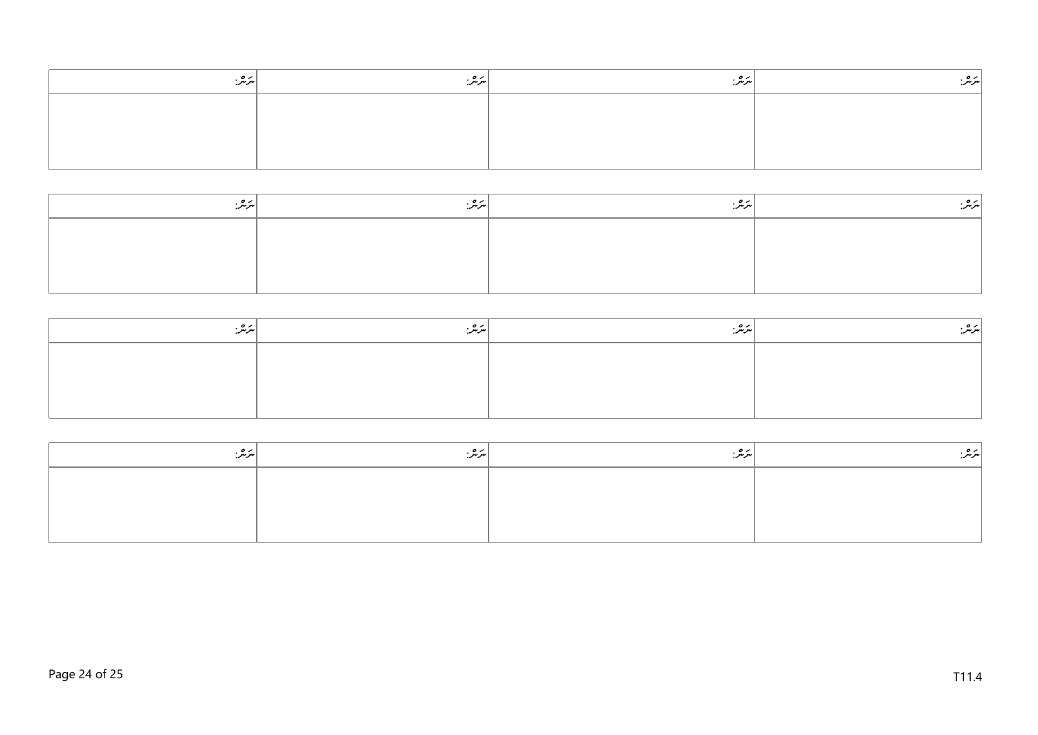| ނަރުދ: | ނަރުދ: | ނަރުދ: | ނަރުދ: |
| --- | --- | --- | --- |
| | | | |

| ނަރުދ: | ނަރުދ: | ނަރުދ: | ނަރުދ: |
| --- | --- | --- | --- |
| | | | |

| ނަރުދ: | ނަރުދ: | ނަރުދ: | ނަރުދ: |
| --- | --- | --- | --- |
| | | | |

| ނަރުދ: | ނަރުދ: | ނަރުދ: | ނަރުދ: |
| --- | --- | --- | --- |
| | | | |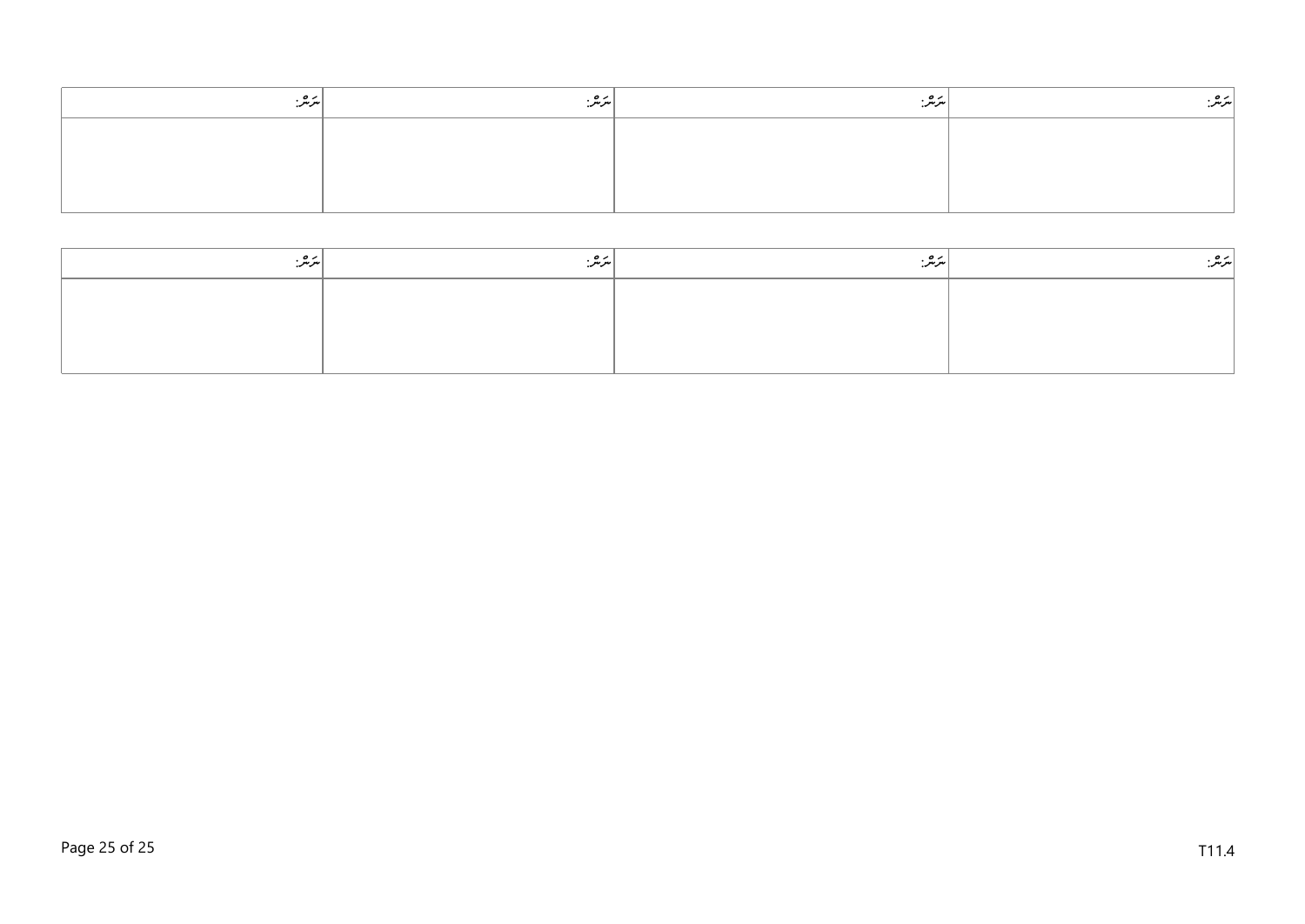| ނަރަށް: | ނަރަށް: | ނަރަށް: | ނަރަށް: |
| --- | --- | --- | --- |
| | | | |

| ނަރަށް: | ނަރަށް: | ނަރަށް: | ނަރަށް: |
| --- | --- | --- | --- |
| | | | |

T11.4